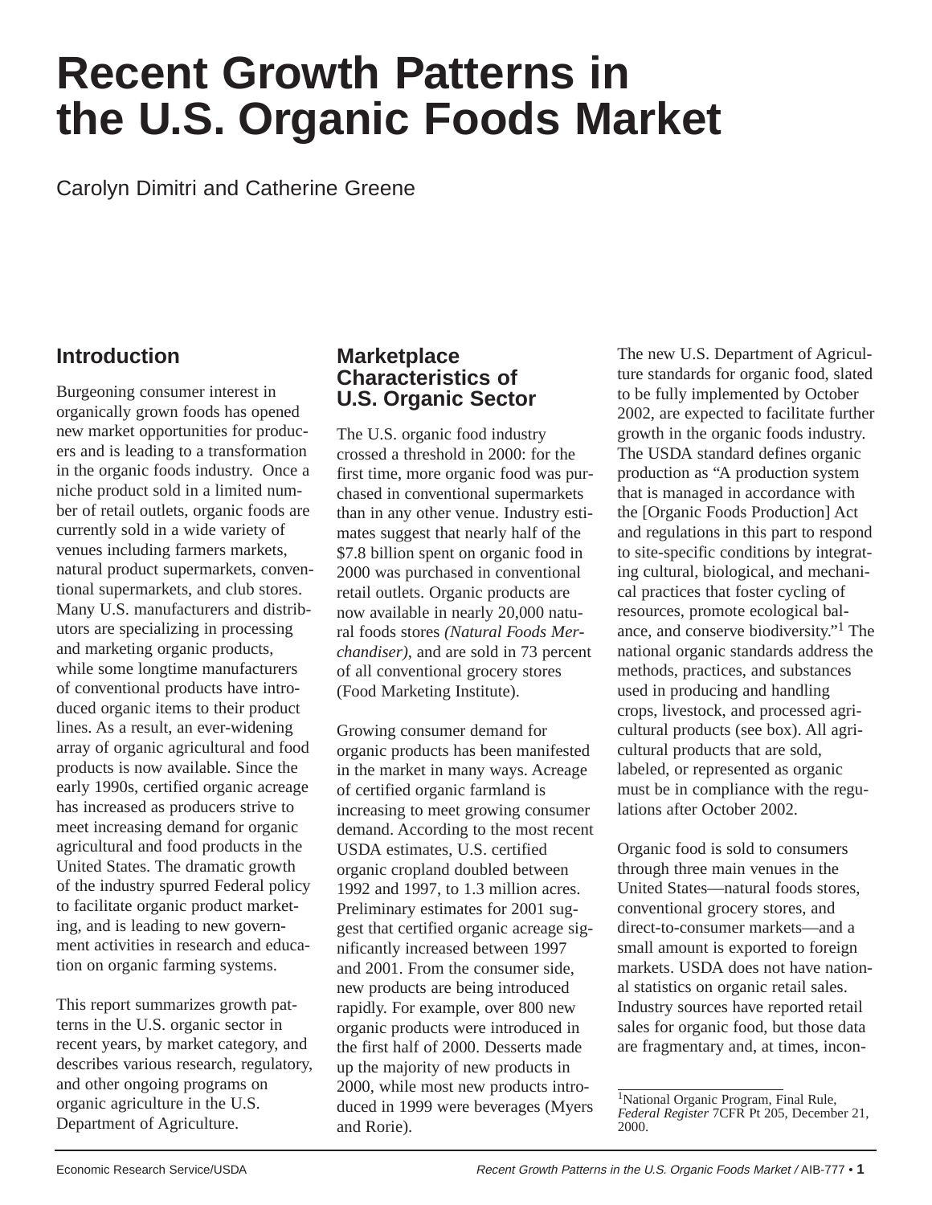# Recent Growth Patterns in the U.S. Organic Foods Market

Carolyn Dimitri and Catherine Greene

## Introduction

Burgeoning consumer interest in organically grown foods has opened new market opportunities for producers and is leading to a transformation in the organic foods industry. Once a niche product sold in a limited number of retail outlets, organic foods are currently sold in a wide variety of venues including farmers markets, natural product supermarkets, conventional supermarkets, and club stores. Many U.S. manufacturers and distributors are specializing in processing and marketing organic products, while some longtime manufacturers of conventional products have introduced organic items to their product lines. As a result, an ever-widening array of organic agricultural and food products is now available. Since the early 1990s, certified organic acreage has increased as producers strive to meet increasing demand for organic agricultural and food products in the United States. The dramatic growth of the industry spurred Federal policy to facilitate organic product marketing, and is leading to new government activities in research and education on organic farming systems.

This report summarizes growth patterns in the U.S. organic sector in recent years, by market category, and describes various research, regulatory, and other ongoing programs on organic agriculture in the U.S. Department of Agriculture.

## Marketplace Characteristics of U.S. Organic Sector

The U.S. organic food industry crossed a threshold in 2000: for the first time, more organic food was purchased in conventional supermarkets than in any other venue. Industry estimates suggest that nearly half of the $7.8 billion spent on organic food in 2000 was purchased in conventional retail outlets. Organic products are now available in nearly 20,000 natural foods stores *(Natural Foods Merchandiser),* and are sold in 73 percent of all conventional grocery stores (Food Marketing Institute).

Growing consumer demand for organic products has been manifested in the market in many ways. Acreage of certified organic farmland is increasing to meet growing consumer demand. According to the most recent USDA estimates, U.S. certified organic cropland doubled between 1992 and 1997, to 1.3 million acres. Preliminary estimates for 2001 suggest that certified organic acreage significantly increased between 1997 and 2001. From the consumer side, new products are being introduced rapidly. For example, over 800 new organic products were introduced in the first half of 2000. Desserts made up the majority of new products in 2000, while most new products introduced in 1999 were beverages (Myers and Rorie).

The new U.S. Department of Agriculture standards for organic food, slated to be fully implemented by October 2002, are expected to facilitate further growth in the organic foods industry. The USDA standard defines organic production as "A production system that is managed in accordance with the [Organic Foods Production] Act and regulations in this part to respond to site-specific conditions by integrating cultural, biological, and mechanical practices that foster cycling of resources, promote ecological balance, and conserve biodiversity."[1] The national organic standards address the methods, practices, and substances used in producing and handling crops, livestock, and processed agricultural products (see box). All agricultural products that are sold, labeled, or represented as organic must be in compliance with the regulations after October 2002.

Organic food is sold to consumers through three main venues in the United States—natural foods stores, conventional grocery stores, and direct-to-consumer markets—and a small amount is exported to foreign markets. USDA does not have national statistics on organic retail sales. Industry sources have reported retail sales for organic food, but those data are fragmentary and, at times, incon-

[1]National Organic Program, Final Rule, *Federal Register* 7CFR Pt 205, December 21, 2000.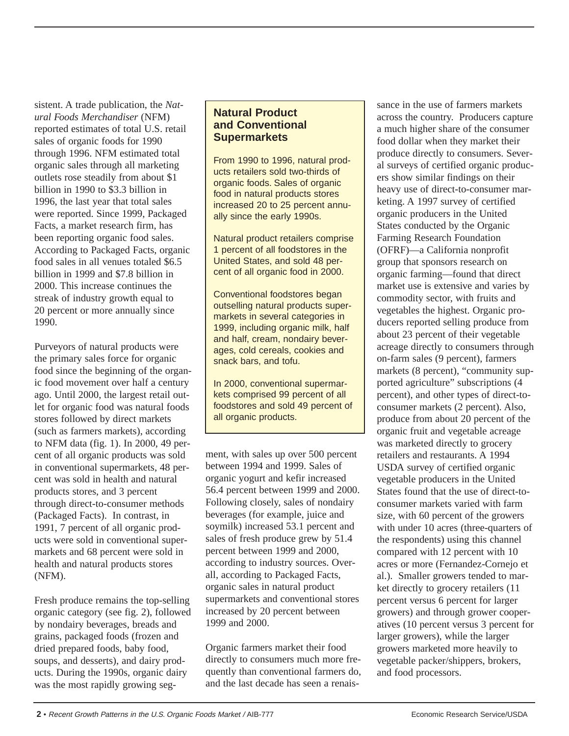sistent. A trade publication, the *Natural Foods Merchandiser* (NFM) reported estimates of total U.S. retail sales of organic foods for 1990 through 1996. NFM estimated total organic sales through all marketing outlets rose steadily from about $1 billion in 1990 to $3.3 billion in 1996, the last year that total sales were reported. Since 1999, Packaged Facts, a market research firm, has been reporting organic food sales. According to Packaged Facts, organic food sales in all venues totaled $6.5 billion in 1999 and $7.8 billion in 2000. This increase continues the streak of industry growth equal to 20 percent or more annually since 1990.

Purveyors of natural products were the primary sales force for organic food since the beginning of the organic food movement over half a century ago. Until 2000, the largest retail outlet for organic food was natural foods stores followed by direct markets (such as farmers markets), according to NFM data (fig. 1). In 2000, 49 percent of all organic products was sold in conventional supermarkets, 48 percent was sold in health and natural products stores, and 3 percent through direct-to-consumer methods (Packaged Facts). In contrast, in 1991, 7 percent of all organic products were sold in conventional supermarkets and 68 percent were sold in health and natural products stores (NFM).

Fresh produce remains the top-selling organic category (see fig. 2), followed by nondairy beverages, breads and grains, packaged foods (frozen and dried prepared foods, baby food, soups, and desserts), and dairy products. During the 1990s, organic dairy was the most rapidly growing segment, with sales up over 500 percent between 1994 and 1999. Sales of organic yogurt and kefir increased 56.4 percent between 1999 and 2000. Following closely, sales of nondairy beverages (for example, juice and soymilk) increased 53.1 percent and sales of fresh produce grew by 51.4 percent between 1999 and 2000, according to industry sources. Overall, according to Packaged Facts, organic sales in natural product supermarkets and conventional stores increased by 20 percent between 1999 and 2000.

### Natural Product and Conventional Supermarkets

From 1990 to 1996, natural products retailers sold two-thirds of organic foods. Sales of organic food in natural products stores increased 20 to 25 percent annually since the early 1990s.

Natural product retailers comprise 1 percent of all foodstores in the United States, and sold 48 percent of all organic food in 2000.

Conventional foodstores began outselling natural products supermarkets in several categories in 1999, including organic milk, half and half, cream, nondairy beverages, cold cereals, cookies and snack bars, and tofu.

In 2000, conventional supermarkets comprised 99 percent of all foodstores and sold 49 percent of all organic products.

Organic farmers market their food directly to consumers much more frequently than conventional farmers do, and the last decade has seen a renaissance in the use of farmers markets across the country. Producers capture a much higher share of the consumer food dollar when they market their produce directly to consumers. Several surveys of certified organic producers show similar findings on their heavy use of direct-to-consumer marketing. A 1997 survey of certified organic producers in the United States conducted by the Organic Farming Research Foundation (OFRF)—a California nonprofit group that sponsors research on organic farming—found that direct market use is extensive and varies by commodity sector, with fruits and vegetables the highest. Organic producers reported selling produce from about 23 percent of their vegetable acreage directly to consumers through on-farm sales (9 percent), farmers markets (8 percent), "community supported agriculture" subscriptions (4 percent), and other types of direct-to-consumer markets (2 percent). Also, produce from about 20 percent of the organic fruit and vegetable acreage was marketed directly to grocery retailers and restaurants. A 1994 USDA survey of certified organic vegetable producers in the United States found that the use of direct-to-consumer markets varied with farm size, with 60 percent of the growers with under 10 acres (three-quarters of the respondents) using this channel compared with 12 percent with 10 acres or more (Fernandez-Cornejo et al.). Smaller growers tended to market directly to grocery retailers (11 percent versus 6 percent for larger growers) and through grower cooperatives (10 percent versus 3 percent for larger growers), while the larger growers marketed more heavily to vegetable packer/shippers, brokers, and food processors.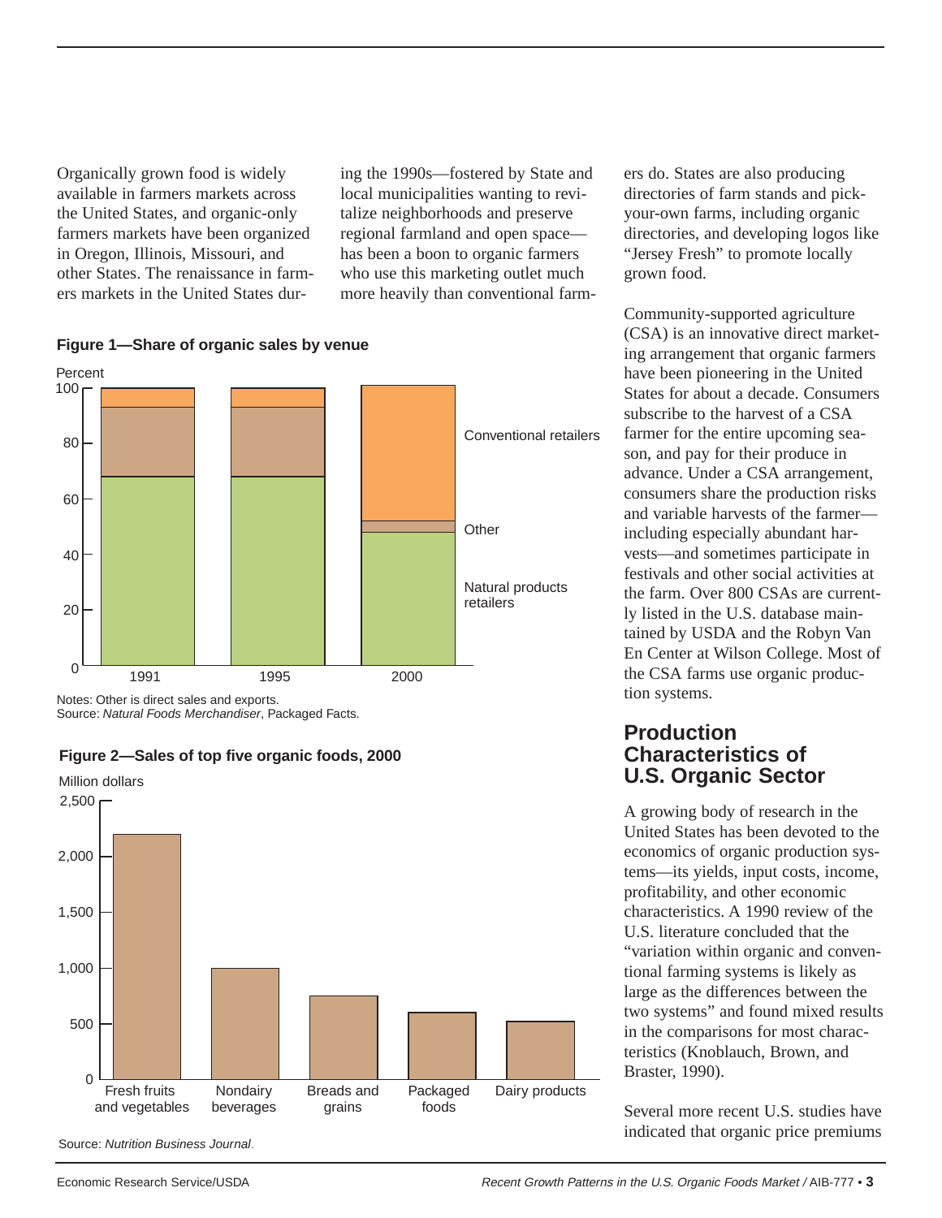Organically grown food is widely available in farmers markets across the United States, and organic-only farmers markets have been organized in Oregon, Illinois, Missouri, and other States. The renaissance in farmers markets in the United States during the 1990s—fostered by State and local municipalities wanting to revitalize neighborhoods and preserve regional farmland and open space—has been a boon to organic farmers who use this marketing outlet much more heavily than conventional farmers do. States are also producing directories of farm stands and pick-your-own farms, including organic directories, and developing logos like "Jersey Fresh" to promote locally grown food.

**Figure 1—Share of organic sales by venue**

Notes: Other is direct sales and exports.
Source: *Natural Foods Merchandiser*, Packaged Facts.

**Figure 2—Sales of top five organic foods, 2000**

Source: *Nutrition Business Journal*.

Community-supported agriculture (CSA) is an innovative direct marketing arrangement that organic farmers have been pioneering in the United States for about a decade. Consumers subscribe to the harvest of a CSA farmer for the entire upcoming season, and pay for their produce in advance. Under a CSA arrangement, consumers share the production risks and variable harvests of the farmer—including especially abundant harvests—and sometimes participate in festivals and other social activities at the farm. Over 800 CSAs are currently listed in the U.S. database maintained by USDA and the Robyn Van En Center at Wilson College. Most of the CSA farms use organic production systems.

## Production Characteristics of U.S. Organic Sector

A growing body of research in the United States has been devoted to the economics of organic production systems—its yields, input costs, income, profitability, and other economic characteristics. A 1990 review of the U.S. literature concluded that the "variation within organic and conventional farming systems is likely as large as the differences between the two systems" and found mixed results in the comparisons for most characteristics (Knoblauch, Brown, and Braster, 1990).

Several more recent U.S. studies have indicated that organic price premiums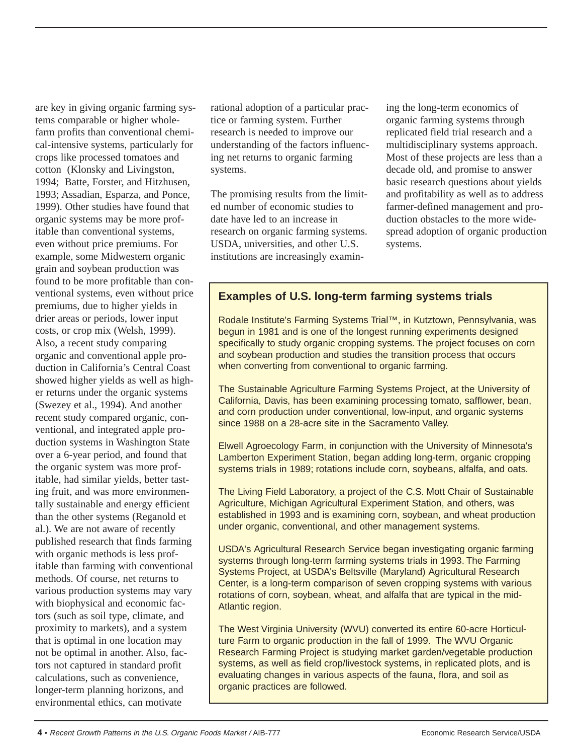are key in giving organic farming systems comparable or higher whole-farm profits than conventional chemical-intensive systems, particularly for crops like processed tomatoes and cotton (Klonsky and Livingston, 1994; Batte, Forster, and Hitzhusen, 1993; Assadian, Esparza, and Ponce, 1999). Other studies have found that organic systems may be more profitable than conventional systems, even without price premiums. For example, some Midwestern organic grain and soybean production was found to be more profitable than conventional systems, even without price premiums, due to higher yields in drier areas or periods, lower input costs, or crop mix (Welsh, 1999). Also, a recent study comparing organic and conventional apple production in California's Central Coast showed higher yields as well as higher returns under the organic systems (Swezey et al., 1994). And another recent study compared organic, conventional, and integrated apple production systems in Washington State over a 6-year period, and found that the organic system was more profitable, had similar yields, better tasting fruit, and was more environmentally sustainable and energy efficient than the other systems (Reganold et al.). We are not aware of recently published research that finds farming with organic methods is less profitable than farming with conventional methods. Of course, net returns to various production systems may vary with biophysical and economic factors (such as soil type, climate, and proximity to markets), and a system that is optimal in one location may not be optimal in another. Also, factors not captured in standard profit calculations, such as convenience, longer-term planning horizons, and environmental ethics, can motivate rational adoption of a particular practice or farming system. Further research is needed to improve our understanding of the factors influencing net returns to organic farming systems.

The promising results from the limited number of economic studies to date have led to an increase in research on organic farming systems. USDA, universities, and other U.S. institutions are increasingly examining the long-term economics of organic farming systems through replicated field trial research and a multidisciplinary systems approach. Most of these projects are less than a decade old, and promise to answer basic research questions about yields and profitability as well as to address farmer-defined management and production obstacles to the more widespread adoption of organic production systems.

### Examples of U.S. long-term farming systems trials

Rodale Institute's Farming Systems Trial™, in Kutztown, Pennsylvania, was begun in 1981 and is one of the longest running experiments designed specifically to study organic cropping systems. The project focuses on corn and soybean production and studies the transition process that occurs when converting from conventional to organic farming.

The Sustainable Agriculture Farming Systems Project, at the University of California, Davis, has been examining processing tomato, safflower, bean, and corn production under conventional, low-input, and organic systems since 1988 on a 28-acre site in the Sacramento Valley.

Elwell Agroecology Farm, in conjunction with the University of Minnesota's Lamberton Experiment Station, began adding long-term, organic cropping systems trials in 1989; rotations include corn, soybeans, alfalfa, and oats.

The Living Field Laboratory, a project of the C.S. Mott Chair of Sustainable Agriculture, Michigan Agricultural Experiment Station, and others, was established in 1993 and is examining corn, soybean, and wheat production under organic, conventional, and other management systems.

USDA's Agricultural Research Service began investigating organic farming systems through long-term farming systems trials in 1993. The Farming Systems Project, at USDA's Beltsville (Maryland) Agricultural Research Center, is a long-term comparison of seven cropping systems with various rotations of corn, soybean, wheat, and alfalfa that are typical in the mid-Atlantic region.

The West Virginia University (WVU) converted its entire 60-acre Horticulture Farm to organic production in the fall of 1999. The WVU Organic Research Farming Project is studying market garden/vegetable production systems, as well as field crop/livestock systems, in replicated plots, and is evaluating changes in various aspects of the fauna, flora, and soil as organic practices are followed.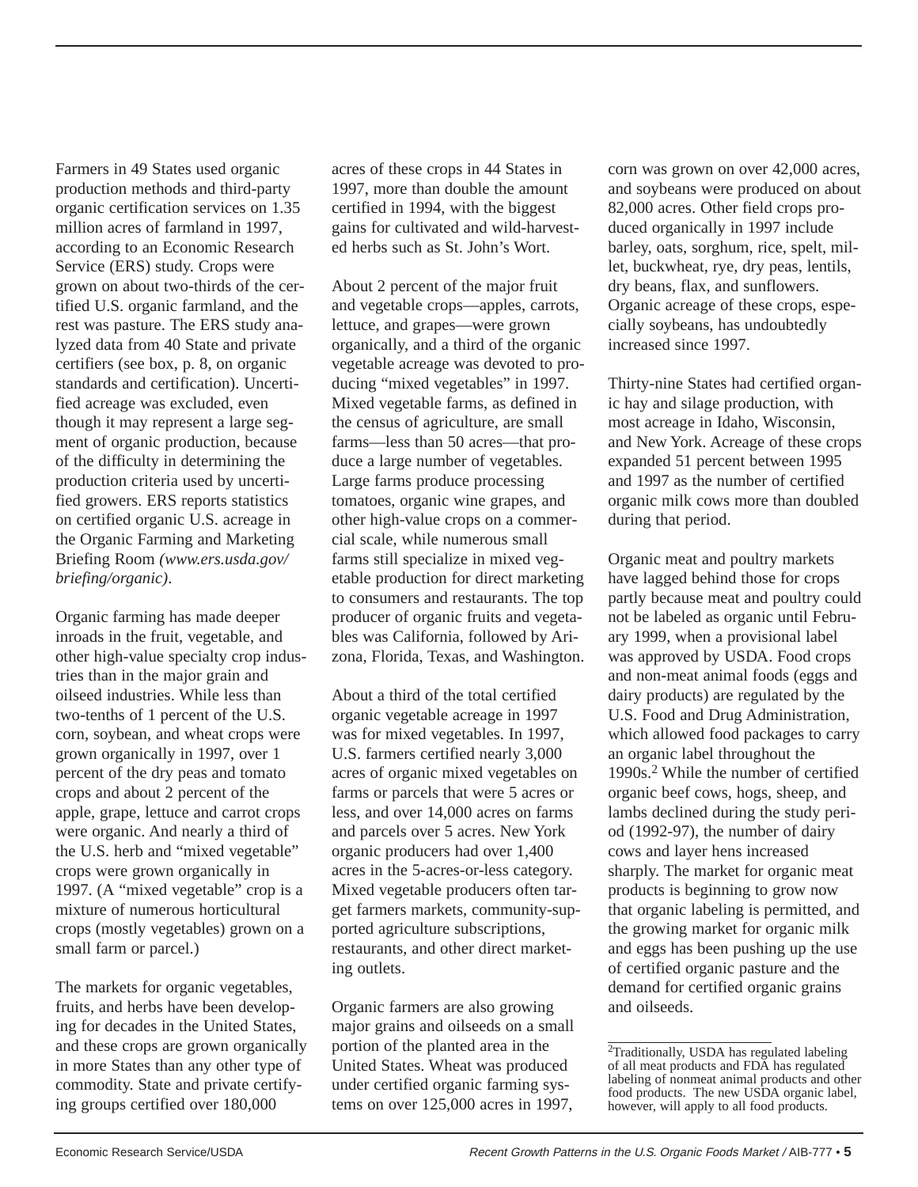Farmers in 49 States used organic production methods and third-party organic certification services on 1.35 million acres of farmland in 1997, according to an Economic Research Service (ERS) study. Crops were grown on about two-thirds of the certified U.S. organic farmland, and the rest was pasture. The ERS study analyzed data from 40 State and private certifiers (see box, p. 8, on organic standards and certification). Uncertified acreage was excluded, even though it may represent a large segment of organic production, because of the difficulty in determining the production criteria used by uncertified growers. ERS reports statistics on certified organic U.S. acreage in the Organic Farming and Marketing Briefing Room *(www.ers.usda.gov/briefing/organic)*.

Organic farming has made deeper inroads in the fruit, vegetable, and other high-value specialty crop industries than in the major grain and oilseed industries. While less than two-tenths of 1 percent of the U.S. corn, soybean, and wheat crops were grown organically in 1997, over 1 percent of the dry peas and tomato crops and about 2 percent of the apple, grape, lettuce and carrot crops were organic. And nearly a third of the U.S. herb and "mixed vegetable" crops were grown organically in 1997. (A "mixed vegetable" crop is a mixture of numerous horticultural crops (mostly vegetables) grown on a small farm or parcel.)

The markets for organic vegetables, fruits, and herbs have been developing for decades in the United States, and these crops are grown organically in more States than any other type of commodity. State and private certifying groups certified over 180,000 acres of these crops in 44 States in 1997, more than double the amount certified in 1994, with the biggest gains for cultivated and wild-harvested herbs such as St. John's Wort.

About 2 percent of the major fruit and vegetable crops—apples, carrots, lettuce, and grapes—were grown organically, and a third of the organic vegetable acreage was devoted to producing "mixed vegetables" in 1997. Mixed vegetable farms, as defined in the census of agriculture, are small farms—less than 50 acres—that produce a large number of vegetables. Large farms produce processing tomatoes, organic wine grapes, and other high-value crops on a commercial scale, while numerous small farms still specialize in mixed vegetable production for direct marketing to consumers and restaurants. The top producer of organic fruits and vegetables was California, followed by Arizona, Florida, Texas, and Washington.

About a third of the total certified organic vegetable acreage in 1997 was for mixed vegetables. In 1997, U.S. farmers certified nearly 3,000 acres of organic mixed vegetables on farms or parcels that were 5 acres or less, and over 14,000 acres on farms and parcels over 5 acres. New York organic producers had over 1,400 acres in the 5-acres-or-less category. Mixed vegetable producers often target farmers markets, community-supported agriculture subscriptions, restaurants, and other direct marketing outlets.

Organic farmers are also growing major grains and oilseeds on a small portion of the planted area in the United States. Wheat was produced under certified organic farming systems on over 125,000 acres in 1997, corn was grown on over 42,000 acres, and soybeans were produced on about 82,000 acres. Other field crops produced organically in 1997 include barley, oats, sorghum, rice, spelt, millet, buckwheat, rye, dry peas, lentils, dry beans, flax, and sunflowers. Organic acreage of these crops, especially soybeans, has undoubtedly increased since 1997.

Thirty-nine States had certified organic hay and silage production, with most acreage in Idaho, Wisconsin, and New York. Acreage of these crops expanded 51 percent between 1995 and 1997 as the number of certified organic milk cows more than doubled during that period.

Organic meat and poultry markets have lagged behind those for crops partly because meat and poultry could not be labeled as organic until February 1999, when a provisional label was approved by USDA. Food crops and non-meat animal foods (eggs and dairy products) are regulated by the U.S. Food and Drug Administration, which allowed food packages to carry an organic label throughout the 1990s.[2] While the number of certified organic beef cows, hogs, sheep, and lambs declined during the study period (1992-97), the number of dairy cows and layer hens increased sharply. The market for organic meat products is beginning to grow now that organic labeling is permitted, and the growing market for organic milk and eggs has been pushing up the use of certified organic pasture and the demand for certified organic grains and oilseeds.

[2]Traditionally, USDA has regulated labeling of all meat products and FDA has regulated labeling of nonmeat animal products and other food products. The new USDA organic label, however, will apply to all food products.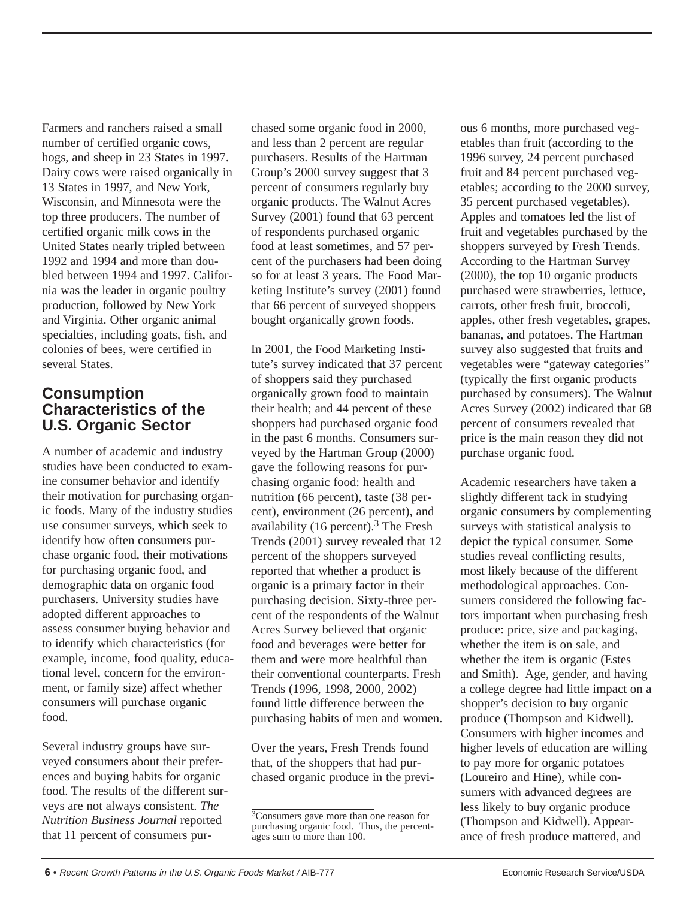Farmers and ranchers raised a small number of certified organic cows, hogs, and sheep in 23 States in 1997. Dairy cows were raised organically in 13 States in 1997, and New York, Wisconsin, and Minnesota were the top three producers. The number of certified organic milk cows in the United States nearly tripled between 1992 and 1994 and more than doubled between 1994 and 1997. California was the leader in organic poultry production, followed by New York and Virginia. Other organic animal specialties, including goats, fish, and colonies of bees, were certified in several States.

## Consumption Characteristics of the U.S. Organic Sector

A number of academic and industry studies have been conducted to examine consumer behavior and identify their motivation for purchasing organic foods. Many of the industry studies use consumer surveys, which seek to identify how often consumers purchase organic food, their motivations for purchasing organic food, and demographic data on organic food purchasers. University studies have adopted different approaches to assess consumer buying behavior and to identify which characteristics (for example, income, food quality, educational level, concern for the environment, or family size) affect whether consumers will purchase organic food.

Several industry groups have surveyed consumers about their preferences and buying habits for organic food. The results of the different surveys are not always consistent. *The Nutrition Business Journal* reported that 11 percent of consumers purchased some organic food in 2000, and less than 2 percent are regular purchasers. Results of the Hartman Group's 2000 survey suggest that 3 percent of consumers regularly buy organic products. The Walnut Acres Survey (2001) found that 63 percent of respondents purchased organic food at least sometimes, and 57 percent of the purchasers had been doing so for at least 3 years. The Food Marketing Institute's survey (2001) found that 66 percent of surveyed shoppers bought organically grown foods.

In 2001, the Food Marketing Institute's survey indicated that 37 percent of shoppers said they purchased organically grown food to maintain their health; and 44 percent of these shoppers had purchased organic food in the past 6 months. Consumers surveyed by the Hartman Group (2000) gave the following reasons for purchasing organic food: health and nutrition (66 percent), taste (38 percent), environment (26 percent), and availability (16 percent).[3] The Fresh Trends (2001) survey revealed that 12 percent of the shoppers surveyed reported that whether a product is organic is a primary factor in their purchasing decision. Sixty-three percent of the respondents of the Walnut Acres Survey believed that organic food and beverages were better for them and were more healthful than their conventional counterparts. Fresh Trends (1996, 1998, 2000, 2002) found little difference between the purchasing habits of men and women.

Over the years, Fresh Trends found that, of the shoppers that had purchased organic produce in the previous 6 months, more purchased vegetables than fruit (according to the 1996 survey, 24 percent purchased fruit and 84 percent purchased vegetables; according to the 2000 survey, 35 percent purchased vegetables). Apples and tomatoes led the list of fruit and vegetables purchased by the shoppers surveyed by Fresh Trends. According to the Hartman Survey (2000), the top 10 organic products purchased were strawberries, lettuce, carrots, other fresh fruit, broccoli, apples, other fresh vegetables, grapes, bananas, and potatoes. The Hartman survey also suggested that fruits and vegetables were "gateway categories" (typically the first organic products purchased by consumers). The Walnut Acres Survey (2002) indicated that 68 percent of consumers revealed that price is the main reason they did not purchase organic food.

Academic researchers have taken a slightly different tack in studying organic consumers by complementing surveys with statistical analysis to depict the typical consumer. Some studies reveal conflicting results, most likely because of the different methodological approaches. Consumers considered the following factors important when purchasing fresh produce: price, size and packaging, whether the item is on sale, and whether the item is organic (Estes and Smith). Age, gender, and having a college degree had little impact on a shopper's decision to buy organic produce (Thompson and Kidwell). Consumers with higher incomes and higher levels of education are willing to pay more for organic potatoes (Loureiro and Hine), while consumers with advanced degrees are less likely to buy organic produce (Thompson and Kidwell). Appearance of fresh produce mattered, and

[3] Consumers gave more than one reason for purchasing organic food. Thus, the percentages sum to more than 100.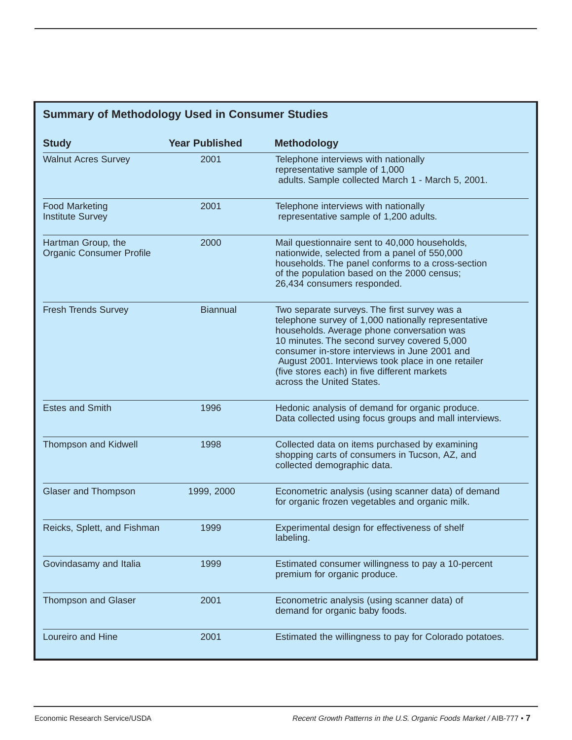## Summary of Methodology Used in Consumer Studies

| Study | Year Published | Methodology |
|---|---|---|
| Walnut Acres Survey | 2001 | Telephone interviews with nationally representative sample of 1,000 adults. Sample collected March 1 - March 5, 2001. |
| Food Marketing Institute Survey | 2001 | Telephone interviews with nationally representative sample of 1,200 adults. |
| Hartman Group, the Organic Consumer Profile | 2000 | Mail questionnaire sent to 40,000 households, nationwide, selected from a panel of 550,000 households. The panel conforms to a cross-section of the population based on the 2000 census; 26,434 consumers responded. |
| Fresh Trends Survey | Biannual | Two separate surveys. The first survey was a telephone survey of 1,000 nationally representative households. Average phone conversation was 10 minutes. The second survey covered 5,000 consumer in-store interviews in June 2001 and August 2001. Interviews took place in one retailer (five stores each) in five different markets across the United States. |
| Estes and Smith | 1996 | Hedonic analysis of demand for organic produce. Data collected using focus groups and mall interviews. |
| Thompson and Kidwell | 1998 | Collected data on items purchased by examining shopping carts of consumers in Tucson, AZ, and collected demographic data. |
| Glaser and Thompson | 1999, 2000 | Econometric analysis (using scanner data) of demand for organic frozen vegetables and organic milk. |
| Reicks, Splett, and Fishman | 1999 | Experimental design for effectiveness of shelf labeling. |
| Govindasamy and Italia | 1999 | Estimated consumer willingness to pay a 10-percent premium for organic produce. |
| Thompson and Glaser | 2001 | Econometric analysis (using scanner data) of demand for organic baby foods. |
| Loureiro and Hine | 2001 | Estimated the willingness to pay for Colorado potatoes. |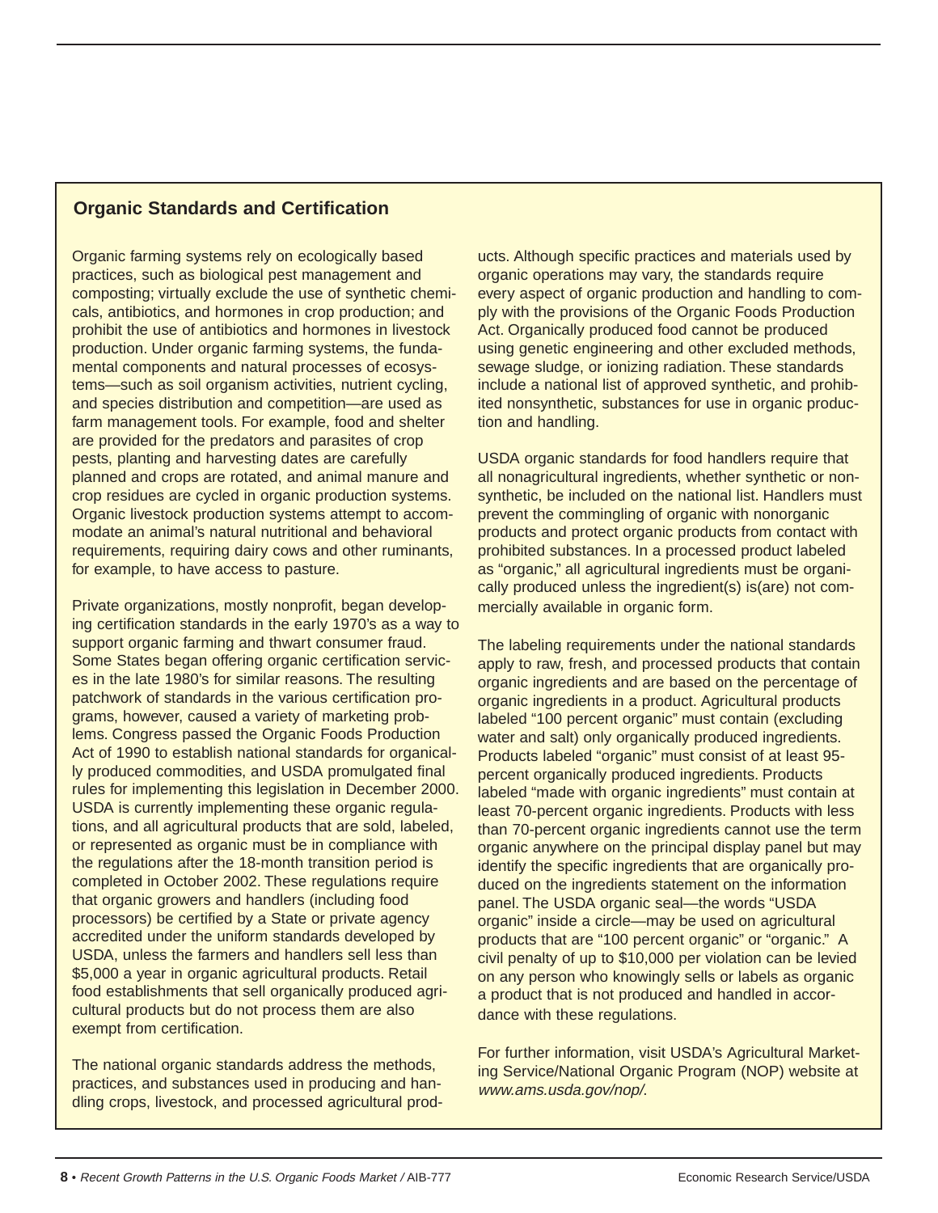## Organic Standards and Certification

Organic farming systems rely on ecologically based practices, such as biological pest management and composting; virtually exclude the use of synthetic chemicals, antibiotics, and hormones in crop production; and prohibit the use of antibiotics and hormones in livestock production. Under organic farming systems, the fundamental components and natural processes of ecosystems—such as soil organism activities, nutrient cycling, and species distribution and competition—are used as farm management tools. For example, food and shelter are provided for the predators and parasites of crop pests, planting and harvesting dates are carefully planned and crops are rotated, and animal manure and crop residues are cycled in organic production systems. Organic livestock production systems attempt to accommodate an animal's natural nutritional and behavioral requirements, requiring dairy cows and other ruminants, for example, to have access to pasture.

Private organizations, mostly nonprofit, began developing certification standards in the early 1970's as a way to support organic farming and thwart consumer fraud. Some States began offering organic certification services in the late 1980's for similar reasons. The resulting patchwork of standards in the various certification programs, however, caused a variety of marketing problems. Congress passed the Organic Foods Production Act of 1990 to establish national standards for organically produced commodities, and USDA promulgated final rules for implementing this legislation in December 2000. USDA is currently implementing these organic regulations, and all agricultural products that are sold, labeled, or represented as organic must be in compliance with the regulations after the 18-month transition period is completed in October 2002. These regulations require that organic growers and handlers (including food processors) be certified by a State or private agency accredited under the uniform standards developed by USDA, unless the farmers and handlers sell less than $5,000 a year in organic agricultural products. Retail food establishments that sell organically produced agricultural products but do not process them are also exempt from certification.

The national organic standards address the methods, practices, and substances used in producing and handling crops, livestock, and processed agricultural products. Although specific practices and materials used by organic operations may vary, the standards require every aspect of organic production and handling to comply with the provisions of the Organic Foods Production Act. Organically produced food cannot be produced using genetic engineering and other excluded methods, sewage sludge, or ionizing radiation. These standards include a national list of approved synthetic, and prohibited nonsynthetic, substances for use in organic production and handling.

USDA organic standards for food handlers require that all nonagricultural ingredients, whether synthetic or nonsynthetic, be included on the national list. Handlers must prevent the commingling of organic with nonorganic products and protect organic products from contact with prohibited substances. In a processed product labeled as "organic," all agricultural ingredients must be organically produced unless the ingredient(s) is(are) not commercially available in organic form.

The labeling requirements under the national standards apply to raw, fresh, and processed products that contain organic ingredients and are based on the percentage of organic ingredients in a product. Agricultural products labeled "100 percent organic" must contain (excluding water and salt) only organically produced ingredients. Products labeled "organic" must consist of at least 95-percent organically produced ingredients. Products labeled "made with organic ingredients" must contain at least 70-percent organic ingredients. Products with less than 70-percent organic ingredients cannot use the term organic anywhere on the principal display panel but may identify the specific ingredients that are organically produced on the ingredients statement on the information panel. The USDA organic seal—the words "USDA organic" inside a circle—may be used on agricultural products that are "100 percent organic" or "organic." A civil penalty of up to $10,000 per violation can be levied on any person who knowingly sells or labels as organic a product that is not produced and handled in accordance with these regulations.

For further information, visit USDA's Agricultural Marketing Service/National Organic Program (NOP) website at *www.ams.usda.gov/nop/.*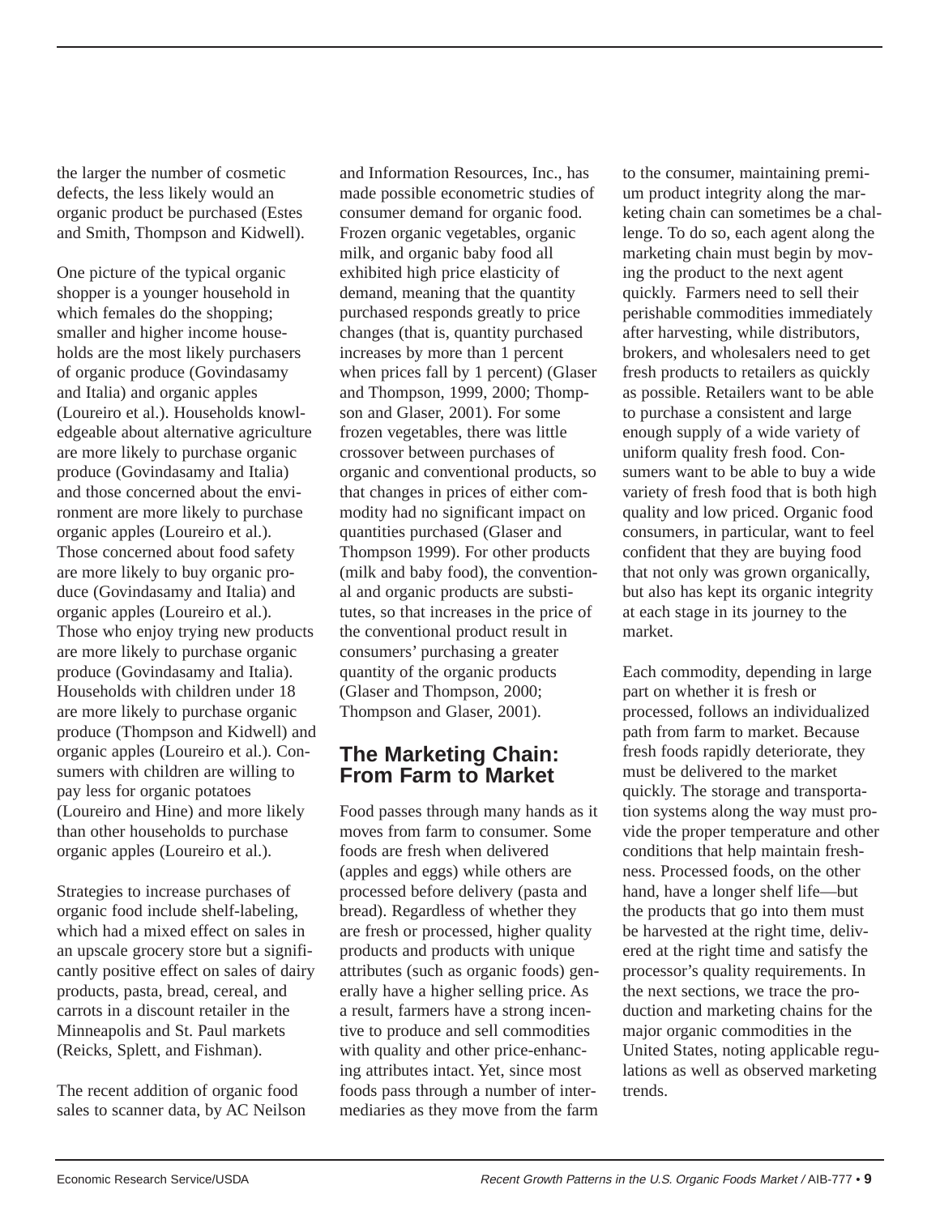the larger the number of cosmetic defects, the less likely would an organic product be purchased (Estes and Smith, Thompson and Kidwell).

One picture of the typical organic shopper is a younger household in which females do the shopping; smaller and higher income households are the most likely purchasers of organic produce (Govindasamy and Italia) and organic apples (Loureiro et al.). Households knowledgeable about alternative agriculture are more likely to purchase organic produce (Govindasamy and Italia) and those concerned about the environment are more likely to purchase organic apples (Loureiro et al.). Those concerned about food safety are more likely to buy organic produce (Govindasamy and Italia) and organic apples (Loureiro et al.). Those who enjoy trying new products are more likely to purchase organic produce (Govindasamy and Italia). Households with children under 18 are more likely to purchase organic produce (Thompson and Kidwell) and organic apples (Loureiro et al.). Consumers with children are willing to pay less for organic potatoes (Loureiro and Hine) and more likely than other households to purchase organic apples (Loureiro et al.).

Strategies to increase purchases of organic food include shelf-labeling, which had a mixed effect on sales in an upscale grocery store but a significantly positive effect on sales of dairy products, pasta, bread, cereal, and carrots in a discount retailer in the Minneapolis and St. Paul markets (Reicks, Splett, and Fishman).

The recent addition of organic food sales to scanner data, by AC Neilson and Information Resources, Inc., has made possible econometric studies of consumer demand for organic food. Frozen organic vegetables, organic milk, and organic baby food all exhibited high price elasticity of demand, meaning that the quantity purchased responds greatly to price changes (that is, quantity purchased increases by more than 1 percent when prices fall by 1 percent) (Glaser and Thompson, 1999, 2000; Thompson and Glaser, 2001). For some frozen vegetables, there was little crossover between purchases of organic and conventional products, so that changes in prices of either commodity had no significant impact on quantities purchased (Glaser and Thompson 1999). For other products (milk and baby food), the conventional and organic products are substitutes, so that increases in the price of the conventional product result in consumers' purchasing a greater quantity of the organic products (Glaser and Thompson, 2000; Thompson and Glaser, 2001).

## The Marketing Chain: From Farm to Market

Food passes through many hands as it moves from farm to consumer. Some foods are fresh when delivered (apples and eggs) while others are processed before delivery (pasta and bread). Regardless of whether they are fresh or processed, higher quality products and products with unique attributes (such as organic foods) generally have a higher selling price. As a result, farmers have a strong incentive to produce and sell commodities with quality and other price-enhancing attributes intact. Yet, since most foods pass through a number of intermediaries as they move from the farm to the consumer, maintaining premium product integrity along the marketing chain can sometimes be a challenge. To do so, each agent along the marketing chain must begin by moving the product to the next agent quickly. Farmers need to sell their perishable commodities immediately after harvesting, while distributors, brokers, and wholesalers need to get fresh products to retailers as quickly as possible. Retailers want to be able to purchase a consistent and large enough supply of a wide variety of uniform quality fresh food. Consumers want to be able to buy a wide variety of fresh food that is both high quality and low priced. Organic food consumers, in particular, want to feel confident that they are buying food that not only was grown organically, but also has kept its organic integrity at each stage in its journey to the market.

Each commodity, depending in large part on whether it is fresh or processed, follows an individualized path from farm to market. Because fresh foods rapidly deteriorate, they must be delivered to the market quickly. The storage and transportation systems along the way must provide the proper temperature and other conditions that help maintain freshness. Processed foods, on the other hand, have a longer shelf life—but the products that go into them must be harvested at the right time, delivered at the right time and satisfy the processor's quality requirements. In the next sections, we trace the production and marketing chains for the major organic commodities in the United States, noting applicable regulations as well as observed marketing trends.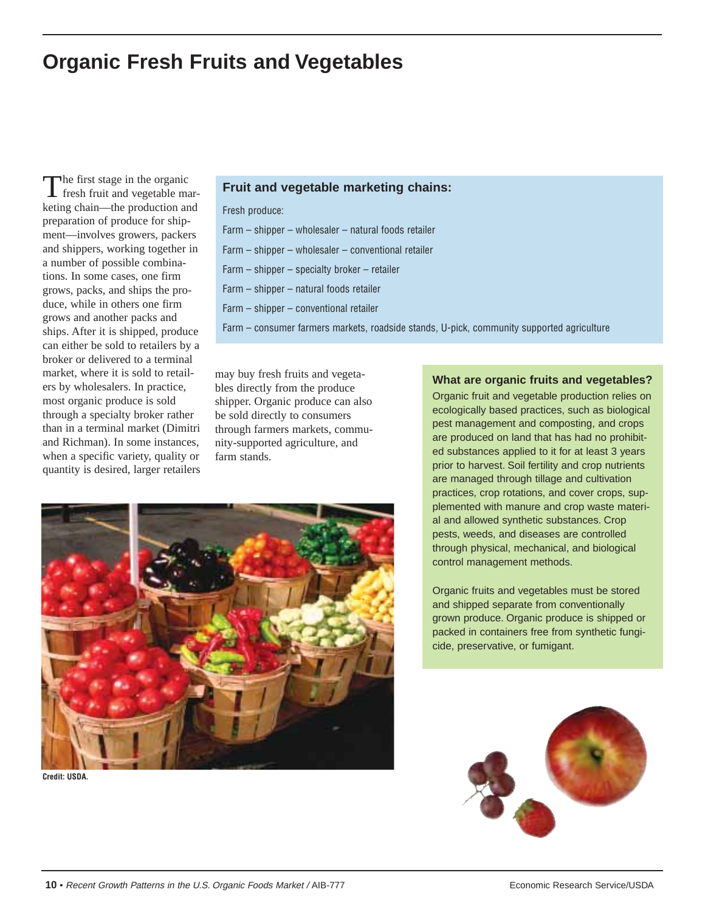# Organic Fresh Fruits and Vegetables

The first stage in the organic fresh fruit and vegetable marketing chain—the production and preparation of produce for shipment—involves growers, packers and shippers, working together in a number of possible combinations. In some cases, one firm grows, packs, and ships the produce, while in others one firm grows and another packs and ships. After it is shipped, produce can either be sold to retailers by a broker or delivered to a terminal market, where it is sold to retailers by wholesalers. In practice, most organic produce is sold through a specialty broker rather than in a terminal market (Dimitri and Richman). In some instances, when a specific variety, quality or quantity is desired, larger retailers may buy fresh fruits and vegetables directly from the produce shipper. Organic produce can also be sold directly to consumers through farmers markets, community-supported agriculture, and farm stands.

### Fruit and vegetable marketing chains:

Fresh produce:

Farm – shipper – wholesaler – natural foods retailer

Farm – shipper – wholesaler – conventional retailer

Farm – shipper – specialty broker – retailer

Farm – shipper – natural foods retailer

Farm – shipper – conventional retailer

Farm – consumer farmers markets, roadside stands, U-pick, community supported agriculture

Credit: USDA.

### What are organic fruits and vegetables?

Organic fruit and vegetable production relies on ecologically based practices, such as biological pest management and composting, and crops are produced on land that has had no prohibited substances applied to it for at least 3 years prior to harvest. Soil fertility and crop nutrients are managed through tillage and cultivation practices, crop rotations, and cover crops, supplemented with manure and crop waste material and allowed synthetic substances. Crop pests, weeds, and diseases are controlled through physical, mechanical, and biological control management methods.

Organic fruits and vegetables must be stored and shipped separate from conventionally grown produce. Organic produce is shipped or packed in containers free from synthetic fungicide, preservative, or fumigant.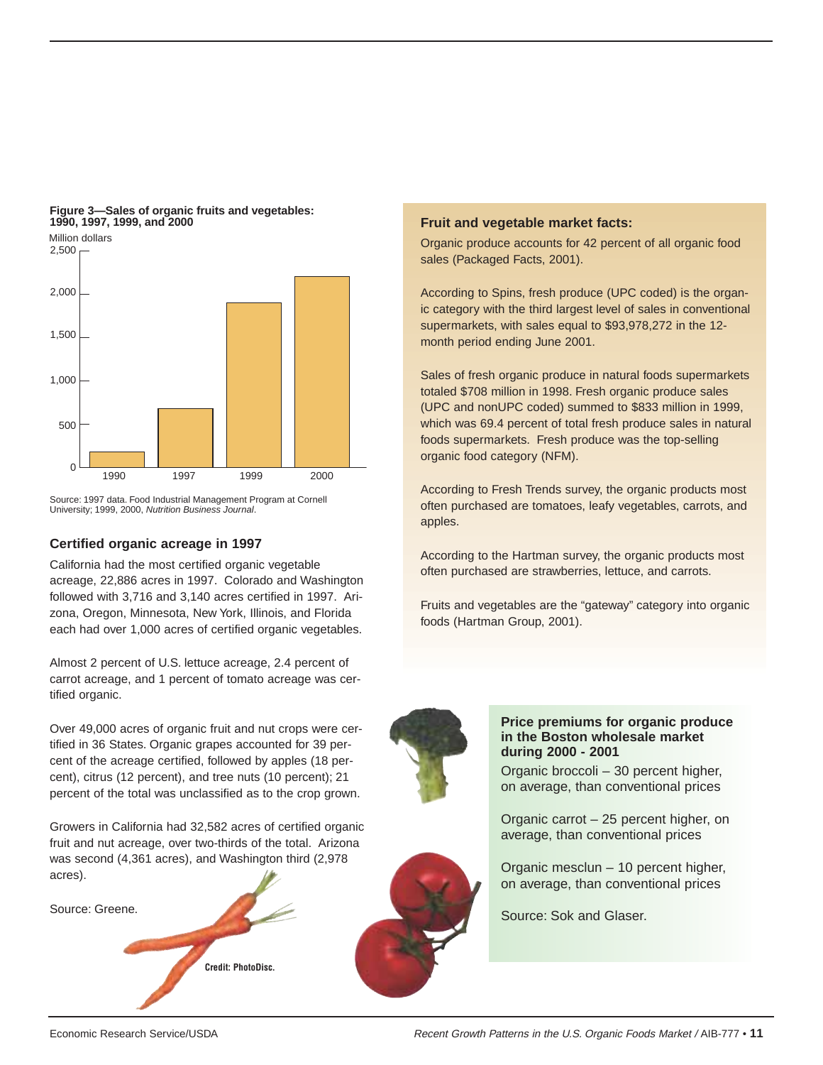**Figure 3—Sales of organic fruits and vegetables: 1990, 1997, 1999, and 2000**

Million dollars

| Year | Sales (approx.) |
|---|---|
| 1990 | ~180 |
| 1997 | ~670 |
| 1999 | ~1,880 |
| 2000 | ~2,180 |

Source: 1997 data. Food Industrial Management Program at Cornell University; 1999, 2000, *Nutrition Business Journal*.

### Certified organic acreage in 1997

California had the most certified organic vegetable acreage, 22,886 acres in 1997. Colorado and Washington followed with 3,716 and 3,140 acres certified in 1997. Arizona, Oregon, Minnesota, New York, Illinois, and Florida each had over 1,000 acres of certified organic vegetables.

Almost 2 percent of U.S. lettuce acreage, 2.4 percent of carrot acreage, and 1 percent of tomato acreage was certified organic.

Over 49,000 acres of organic fruit and nut crops were certified in 36 States. Organic grapes accounted for 39 percent of the acreage certified, followed by apples (18 percent), citrus (12 percent), and tree nuts (10 percent); 21 percent of the total was unclassified as to the crop grown.

Growers in California had 32,582 acres of certified organic fruit and nut acreage, over two-thirds of the total. Arizona was second (4,361 acres), and Washington third (2,978 acres).

Source: Greene.

Credit: PhotoDisc.

### Fruit and vegetable market facts:

Organic produce accounts for 42 percent of all organic food sales (Packaged Facts, 2001).

According to Spins, fresh produce (UPC coded) is the organic category with the third largest level of sales in conventional supermarkets, with sales equal to $93,978,272 in the 12-month period ending June 2001.

Sales of fresh organic produce in natural foods supermarkets totaled $708 million in 1998. Fresh organic produce sales (UPC and nonUPC coded) summed to $833 million in 1999, which was 69.4 percent of total fresh produce sales in natural foods supermarkets. Fresh produce was the top-selling organic food category (NFM).

According to Fresh Trends survey, the organic products most often purchased are tomatoes, leafy vegetables, carrots, and apples.

According to the Hartman survey, the organic products most often purchased are strawberries, lettuce, and carrots.

Fruits and vegetables are the "gateway" category into organic foods (Hartman Group, 2001).

### Price premiums for organic produce in the Boston wholesale market during 2000 - 2001

Organic broccoli – 30 percent higher, on average, than conventional prices

Organic carrot – 25 percent higher, on average, than conventional prices

Organic mesclun – 10 percent higher, on average, than conventional prices

Source: Sok and Glaser.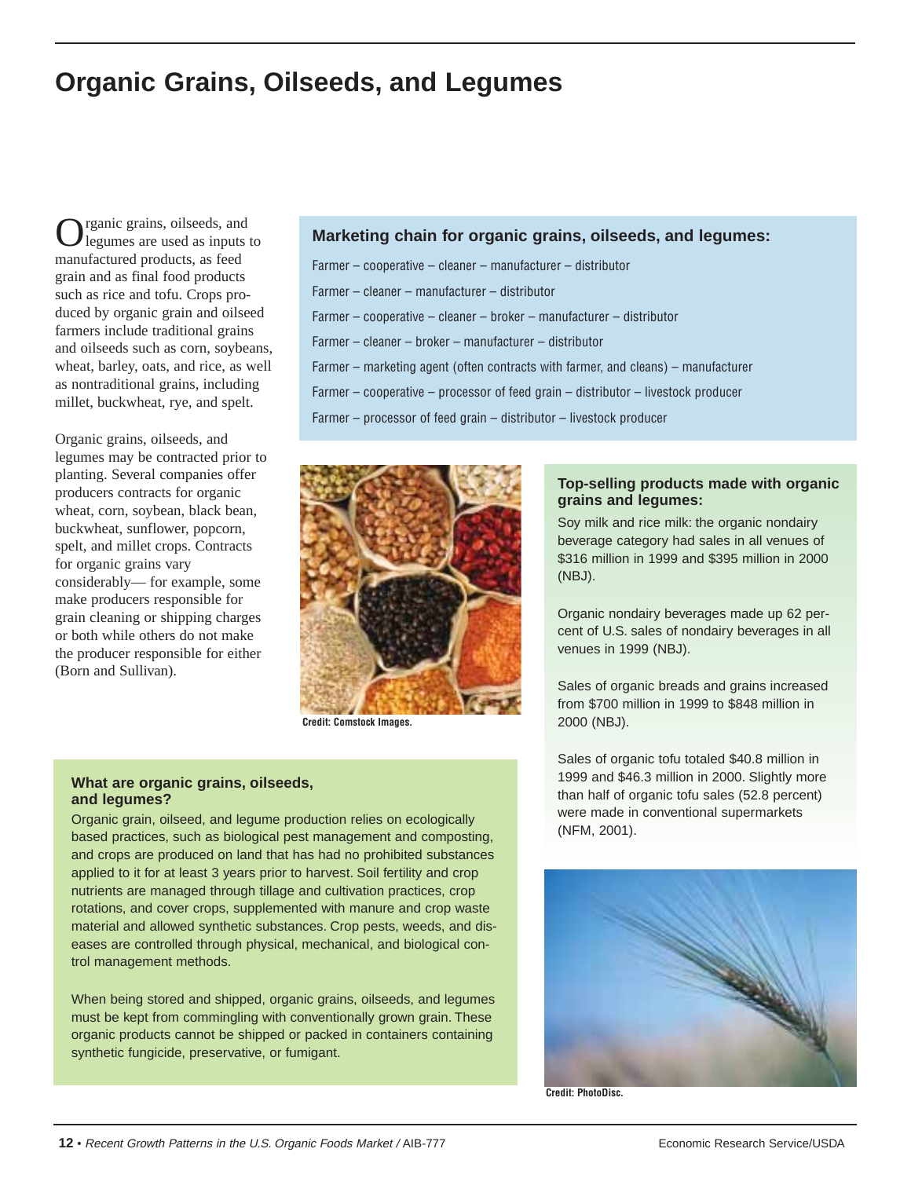# Organic Grains, Oilseeds, and Legumes

Organic grains, oilseeds, and legumes are used as inputs to manufactured products, as feed grain and as final food products such as rice and tofu. Crops produced by organic grain and oilseed farmers include traditional grains and oilseeds such as corn, soybeans, wheat, barley, oats, and rice, as well as nontraditional grains, including millet, buckwheat, rye, and spelt.

Organic grains, oilseeds, and legumes may be contracted prior to planting. Several companies offer producers contracts for organic wheat, corn, soybean, black bean, buckwheat, sunflower, popcorn, spelt, and millet crops. Contracts for organic grains vary considerably— for example, some make producers responsible for grain cleaning or shipping charges or both while others do not make the producer responsible for either (Born and Sullivan).

### Marketing chain for organic grains, oilseeds, and legumes:

Farmer – cooperative – cleaner – manufacturer – distributor

Farmer – cleaner – manufacturer – distributor

Farmer – cooperative – cleaner – broker – manufacturer – distributor

Farmer – cleaner – broker – manufacturer – distributor

Farmer – marketing agent (often contracts with farmer, and cleans) – manufacturer

Farmer – cooperative – processor of feed grain – distributor – livestock producer

Farmer – processor of feed grain – distributor – livestock producer

Credit: Comstock Images.

### What are organic grains, oilseeds, and legumes?

Organic grain, oilseed, and legume production relies on ecologically based practices, such as biological pest management and composting, and crops are produced on land that has had no prohibited substances applied to it for at least 3 years prior to harvest. Soil fertility and crop nutrients are managed through tillage and cultivation practices, crop rotations, and cover crops, supplemented with manure and crop waste material and allowed synthetic substances. Crop pests, weeds, and diseases are controlled through physical, mechanical, and biological control management methods.

When being stored and shipped, organic grains, oilseeds, and legumes must be kept from commingling with conventionally grown grain. These organic products cannot be shipped or packed in containers containing synthetic fungicide, preservative, or fumigant.

### Top-selling products made with organic grains and legumes:

Soy milk and rice milk: the organic nondairy beverage category had sales in all venues of $316 million in 1999 and $395 million in 2000 (NBJ).

Organic nondairy beverages made up 62 percent of U.S. sales of nondairy beverages in all venues in 1999 (NBJ).

Sales of organic breads and grains increased from $700 million in 1999 to $848 million in 2000 (NBJ).

Sales of organic tofu totaled $40.8 million in 1999 and $46.3 million in 2000. Slightly more than half of organic tofu sales (52.8 percent) were made in conventional supermarkets (NFM, 2001).

Credit: PhotoDisc.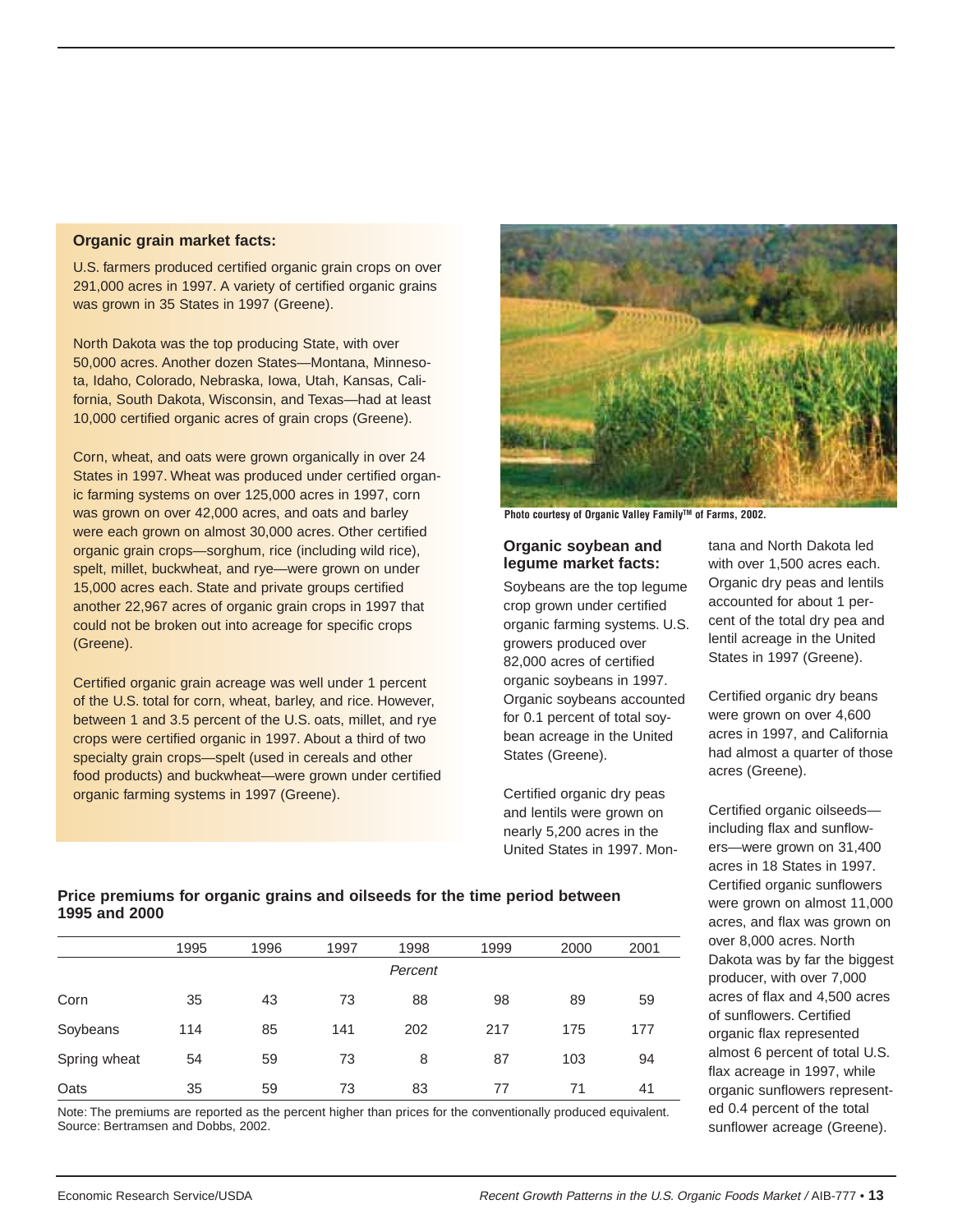### Organic grain market facts:

U.S. farmers produced certified organic grain crops on over 291,000 acres in 1997. A variety of certified organic grains was grown in 35 States in 1997 (Greene).

North Dakota was the top producing State, with over 50,000 acres. Another dozen States—Montana, Minnesota, Idaho, Colorado, Nebraska, Iowa, Utah, Kansas, California, South Dakota, Wisconsin, and Texas—had at least 10,000 certified organic acres of grain crops (Greene).

Corn, wheat, and oats were grown organically in over 24 States in 1997. Wheat was produced under certified organic farming systems on over 125,000 acres in 1997, corn was grown on over 42,000 acres, and oats and barley were each grown on almost 30,000 acres. Other certified organic grain crops—sorghum, rice (including wild rice), spelt, millet, buckwheat, and rye—were grown on under 15,000 acres each. State and private groups certified another 22,967 acres of organic grain crops in 1997 that could not be broken out into acreage for specific crops (Greene).

Certified organic grain acreage was well under 1 percent of the U.S. total for corn, wheat, barley, and rice. However, between 1 and 3.5 percent of the U.S. oats, millet, and rye crops were certified organic in 1997. About a third of two specialty grain crops—spelt (used in cereals and other food products) and buckwheat—were grown under certified organic farming systems in 1997 (Greene).

Photo courtesy of Organic Valley Family™ of Farms, 2002.

### Organic soybean and legume market facts:

Soybeans are the top legume crop grown under certified organic farming systems. U.S. growers produced over 82,000 acres of certified organic soybeans in 1997. Organic soybeans accounted for 0.1 percent of total soybean acreage in the United States (Greene).

Certified organic dry peas and lentils were grown on nearly 5,200 acres in the United States in 1997. Montana and North Dakota led with over 1,500 acres each. Organic dry peas and lentils accounted for about 1 percent of the total dry pea and lentil acreage in the United States in 1997 (Greene).

Certified organic dry beans were grown on over 4,600 acres in 1997, and California had almost a quarter of those acres (Greene).

Certified organic oilseeds—including flax and sunflowers—were grown on 31,400 acres in 18 States in 1997. Certified organic sunflowers were grown on almost 11,000 acres, and flax was grown on over 8,000 acres. North Dakota was by far the biggest producer, with over 7,000 acres of flax and 4,500 acres of sunflowers. Certified organic flax represented almost 6 percent of total U.S. flax acreage in 1997, while organic sunflowers represented 0.4 percent of the total sunflower acreage (Greene).

**Price premiums for organic grains and oilseeds for the time period between 1995 and 2000**

| | 1995 | 1996 | 1997 | 1998 | 1999 | 2000 | 2001 |
|---|---|---|---|---|---|---|---|
| | | | | *Percent* | | | |
| Corn | 35 | 43 | 73 | 88 | 98 | 89 | 59 |
| Soybeans | 114 | 85 | 141 | 202 | 217 | 175 | 177 |
| Spring wheat | 54 | 59 | 73 | 8 | 87 | 103 | 94 |
| Oats | 35 | 59 | 73 | 83 | 77 | 71 | 41 |

Note: The premiums are reported as the percent higher than prices for the conventionally produced equivalent.
Source: Bertramsen and Dobbs, 2002.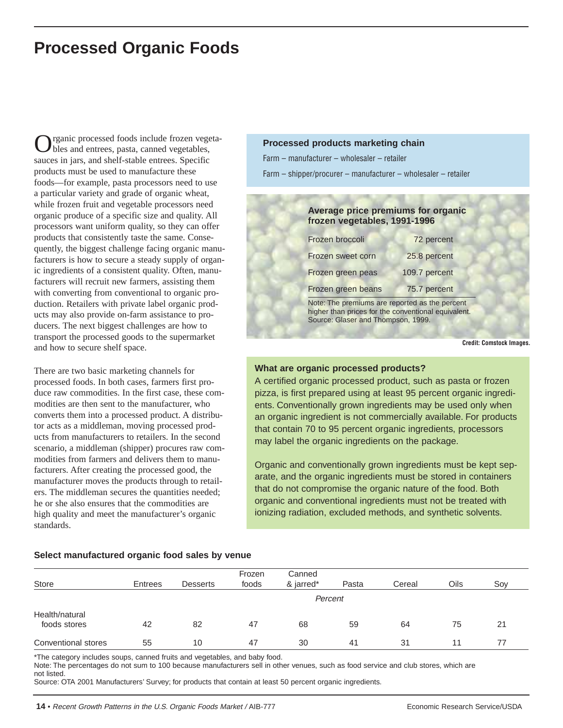# Processed Organic Foods

Organic processed foods include frozen vegetables and entrees, pasta, canned vegetables, sauces in jars, and shelf-stable entrees. Specific products must be used to manufacture these foods—for example, pasta processors need to use a particular variety and grade of organic wheat, while frozen fruit and vegetable processors need organic produce of a specific size and quality. All processors want uniform quality, so they can offer products that consistently taste the same. Consequently, the biggest challenge facing organic manufacturers is how to secure a steady supply of organic ingredients of a consistent quality. Often, manufacturers will recruit new farmers, assisting them with converting from conventional to organic production. Retailers with private label organic products may also provide on-farm assistance to producers. The next biggest challenges are how to transport the processed goods to the supermarket and how to secure shelf space.

There are two basic marketing channels for processed foods. In both cases, farmers first produce raw commodities. In the first case, these commodities are then sent to the manufacturer, who converts them into a processed product. A distributor acts as a middleman, moving processed products from manufacturers to retailers. In the second scenario, a middleman (shipper) procures raw commodities from farmers and delivers them to manufacturers. After creating the processed good, the manufacturer moves the products through to retailers. The middleman secures the quantities needed; he or she also ensures that the commodities are high quality and meet the manufacturer's organic standards.

**Processed products marketing chain**

Farm – manufacturer – wholesaler – retailer

Farm – shipper/procurer – manufacturer – wholesaler – retailer

**Average price premiums for organic frozen vegetables, 1991-1996**

| | |
|---|---|
| Frozen broccoli | 72 percent |
| Frozen sweet corn | 25.8 percent |
| Frozen green peas | 109.7 percent |
| Frozen green beans | 75.7 percent |

Note: The premiums are reported as the percent higher than prices for the conventional equivalent.
Source: Glaser and Thompson, 1999.

Credit: Comstock Images.

**What are organic processed products?**

A certified organic processed product, such as pasta or frozen pizza, is first prepared using at least 95 percent organic ingredients. Conventionally grown ingredients may be used only when an organic ingredient is not commercially available. For products that contain 70 to 95 percent organic ingredients, processors may label the organic ingredients on the package.

Organic and conventionally grown ingredients must be kept separate, and the organic ingredients must be stored in containers that do not compromise the organic nature of the food. Both organic and conventional ingredients must not be treated with ionizing radiation, excluded methods, and synthetic solvents.

**Select manufactured organic food sales by venue**

| Store | Entrees | Desserts | Frozen foods | Canned & jarred* | Pasta | Cereal | Oils | Soy |
|---|---|---|---|---|---|---|---|---|
| | *Percent* | | | | | | | |
| Health/natural foods stores | 42 | 82 | 47 | 68 | 59 | 64 | 75 | 21 |
| Conventional stores | 55 | 10 | 47 | 30 | 41 | 31 | 11 | 77 |

*The category includes soups, canned fruits and vegetables, and baby food.
Note: The percentages do not sum to 100 because manufacturers sell in other venues, such as food service and club stores, which are not listed.
Source: OTA 2001 Manufacturers' Survey; for products that contain at least 50 percent organic ingredients.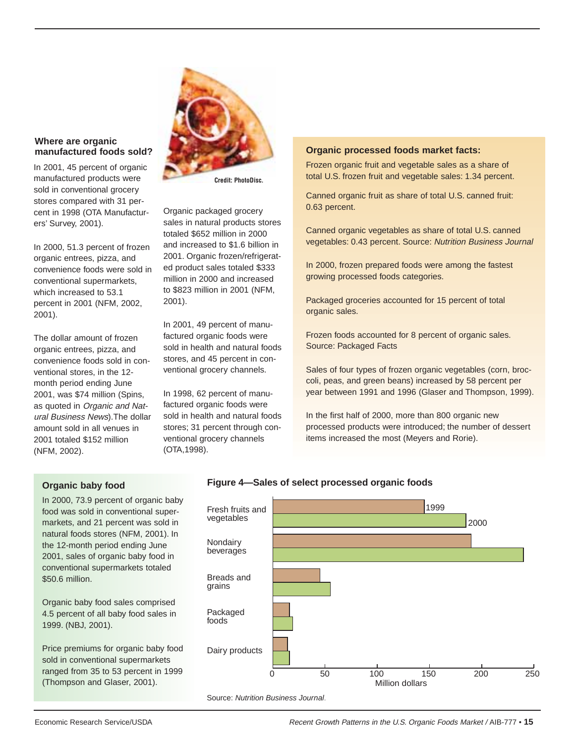### Where are organic manufactured foods sold?

In 2001, 45 percent of organic manufactured products were sold in conventional grocery stores compared with 31 percent in 1998 (OTA Manufacturers' Survey, 2001).

In 2000, 51.3 percent of frozen organic entrees, pizza, and convenience foods were sold in conventional supermarkets, which increased to 53.1 percent in 2001 (NFM, 2002, 2001).

The dollar amount of frozen organic entrees, pizza, and convenience foods sold in conventional stores, in the 12-month period ending June 2001, was $74 million (Spins, as quoted in *Organic and Natural Business News*).The dollar amount sold in all venues in 2001 totaled $152 million (NFM, 2002).

Credit: PhotoDisc.

Organic packaged grocery sales in natural products stores totaled $652 million in 2000 and increased to $1.6 billion in 2001. Organic frozen/refrigerated product sales totaled $333 million in 2000 and increased to $823 million in 2001 (NFM, 2001).

In 2001, 49 percent of manufactured organic foods were sold in health and natural foods stores, and 45 percent in conventional grocery channels.

In 1998, 62 percent of manufactured organic foods were sold in health and natural foods stores; 31 percent through conventional grocery channels (OTA,1998).

### Organic processed foods market facts:

Frozen organic fruit and vegetable sales as a share of total U.S. frozen fruit and vegetable sales: 1.34 percent.

Canned organic fruit as share of total U.S. canned fruit: 0.63 percent.

Canned organic vegetables as share of total U.S. canned vegetables: 0.43 percent. Source: *Nutrition Business Journal*

In 2000, frozen prepared foods were among the fastest growing processed foods categories.

Packaged groceries accounted for 15 percent of total organic sales.

Frozen foods accounted for 8 percent of organic sales. Source: Packaged Facts

Sales of four types of frozen organic vegetables (corn, broccoli, peas, and green beans) increased by 58 percent per year between 1991 and 1996 (Glaser and Thompson, 1999).

In the first half of 2000, more than 800 organic new processed products were introduced; the number of dessert items increased the most (Meyers and Rorie).

### Organic baby food

In 2000, 73.9 percent of organic baby food was sold in conventional supermarkets, and 21 percent was sold in natural foods stores (NFM, 2001). In the 12-month period ending June 2001, sales of organic baby food in conventional supermarkets totaled $50.6 million.

Organic baby food sales comprised 4.5 percent of all baby food sales in 1999. (NBJ, 2001).

Price premiums for organic baby food sold in conventional supermarkets ranged from 35 to 53 percent in 1999 (Thompson and Glaser, 2001).

**Figure 4—Sales of select processed organic foods**

Categories: Fresh fruits and vegetables, Nondairy beverages, Breads and grains, Packaged foods, Dairy products (1999 and 2000); x-axis: Million dollars (0–250)

Source: *Nutrition Business Journal*.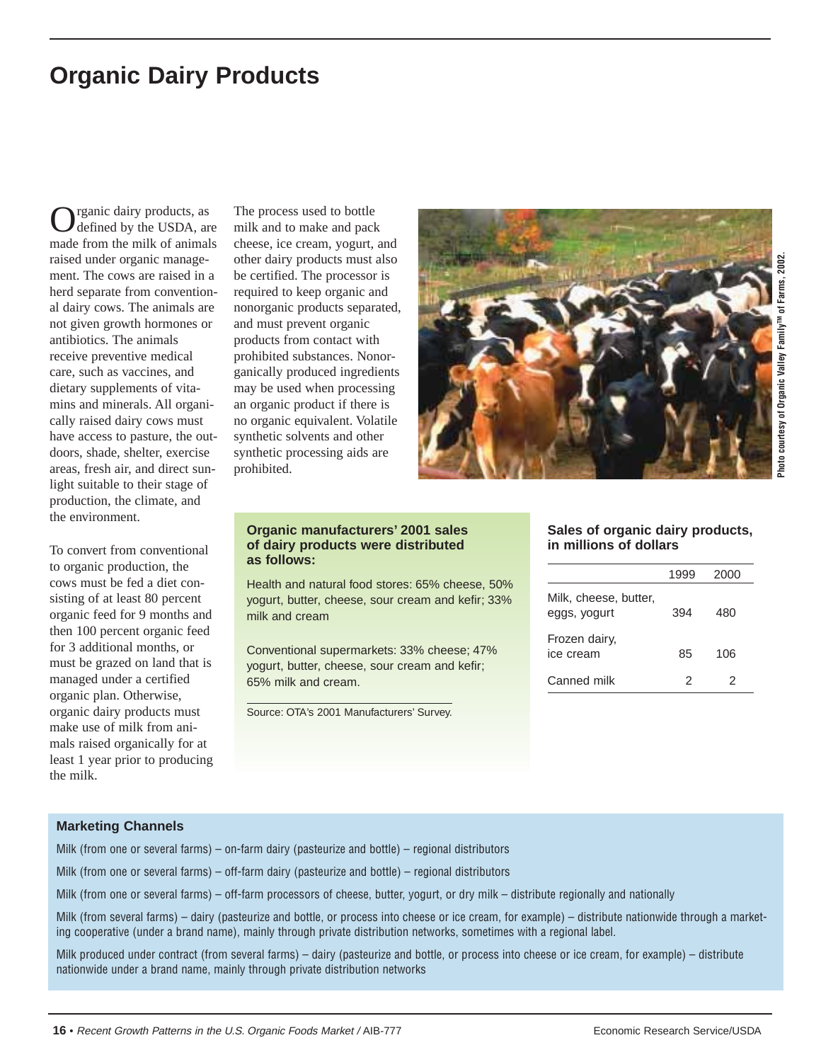# Organic Dairy Products

Organic dairy products, as defined by the USDA, are made from the milk of animals raised under organic management. The cows are raised in a herd separate from conventional dairy cows. The animals are not given growth hormones or antibiotics. The animals receive preventive medical care, such as vaccines, and dietary supplements of vitamins and minerals. All organically raised dairy cows must have access to pasture, the outdoors, shade, shelter, exercise areas, fresh air, and direct sunlight suitable to their stage of production, the climate, and the environment.

To convert from conventional to organic production, the cows must be fed a diet consisting of at least 80 percent organic feed for 9 months and then 100 percent organic feed for 3 additional months, or must be grazed on land that is managed under a certified organic plan. Otherwise, organic dairy products must make use of milk from animals raised organically for at least 1 year prior to producing the milk.

The process used to bottle milk and to make and pack cheese, ice cream, yogurt, and other dairy products must also be certified. The processor is required to keep organic and nonorganic products separated, and must prevent organic products from contact with prohibited substances. Nonorganically produced ingredients may be used when processing an organic product if there is no organic equivalent. Volatile synthetic solvents and other synthetic processing aids are prohibited.

Photo courtesy of Organic Valley Family™ of Farms, 2002.

**Organic manufacturers' 2001 sales of dairy products were distributed as follows:**

Health and natural food stores: 65% cheese, 50% yogurt, butter, cheese, sour cream and kefir; 33% milk and cream

Conventional supermarkets: 33% cheese; 47% yogurt, butter, cheese, sour cream and kefir; 65% milk and cream.

Source: OTA's 2001 Manufacturers' Survey.

**Sales of organic dairy products, in millions of dollars**

| | 1999 | 2000 |
|---|---|---|
| Milk, cheese, butter, eggs, yogurt | 394 | 480 |
| Frozen dairy, ice cream | 85 | 106 |
| Canned milk | 2 | 2 |

**Marketing Channels**

Milk (from one or several farms) – on-farm dairy (pasteurize and bottle) – regional distributors

Milk (from one or several farms) – off-farm dairy (pasteurize and bottle) – regional distributors

Milk (from one or several farms) – off-farm processors of cheese, butter, yogurt, or dry milk – distribute regionally and nationally

Milk (from several farms) – dairy (pasteurize and bottle, or process into cheese or ice cream, for example) – distribute nationwide through a marketing cooperative (under a brand name), mainly through private distribution networks, sometimes with a regional label.

Milk produced under contract (from several farms) – dairy (pasteurize and bottle, or process into cheese or ice cream, for example) – distribute nationwide under a brand name, mainly through private distribution networks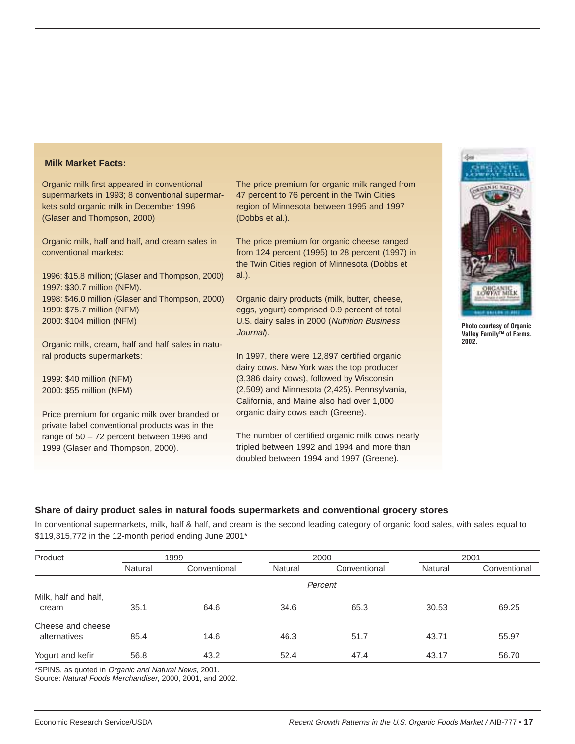**Milk Market Facts:**

Organic milk first appeared in conventional supermarkets in 1993; 8 conventional supermarkets sold organic milk in December 1996 (Glaser and Thompson, 2000)

Organic milk, half and half, and cream sales in conventional markets:

1996: $15.8 million; (Glaser and Thompson, 2000)
1997: $30.7 million (NFM).
1998: $46.0 million (Glaser and Thompson, 2000)
1999: $75.7 million (NFM)
2000: $104 million (NFM)

Organic milk, cream, half and half sales in natural products supermarkets:

1999: $40 million (NFM)
2000: $55 million (NFM)

Price premium for organic milk over branded or private label conventional products was in the range of 50 – 72 percent between 1996 and 1999 (Glaser and Thompson, 2000).

The price premium for organic milk ranged from 47 percent to 76 percent in the Twin Cities region of Minnesota between 1995 and 1997 (Dobbs et al.).

The price premium for organic cheese ranged from 124 percent (1995) to 28 percent (1997) in the Twin Cities region of Minnesota (Dobbs et al.).

Organic dairy products (milk, butter, cheese, eggs, yogurt) comprised 0.9 percent of total U.S. dairy sales in 2000 (*Nutrition Business Journal*).

In 1997, there were 12,897 certified organic dairy cows. New York was the top producer (3,386 dairy cows), followed by Wisconsin (2,509) and Minnesota (2,425). Pennsylvania, California, and Maine also had over 1,000 organic dairy cows each (Greene).

The number of certified organic milk cows nearly tripled between 1992 and 1994 and more than doubled between 1994 and 1997 (Greene).

Photo courtesy of Organic Valley Family™ of Farms, 2002.

**Share of dairy product sales in natural foods supermarkets and conventional grocery stores**

In conventional supermarkets, milk, half & half, and cream is the second leading category of organic food sales, with sales equal to $119,315,772 in the 12-month period ending June 2001*

| Product | 1999 | | 2000 | | 2001 | |
|---|---|---|---|---|---|---|
| | Natural | Conventional | Natural | Conventional | Natural | Conventional |
| | *Percent* | | | | | |
| Milk, half and half, cream | 35.1 | 64.6 | 34.6 | 65.3 | 30.53 | 69.25 |
| Cheese and cheese alternatives | 85.4 | 14.6 | 46.3 | 51.7 | 43.71 | 55.97 |
| Yogurt and kefir | 56.8 | 43.2 | 52.4 | 47.4 | 43.17 | 56.70 |

*SPINS, as quoted in *Organic and Natural News,* 2001.
Source: *Natural Foods Merchandiser*, 2000, 2001, and 2002.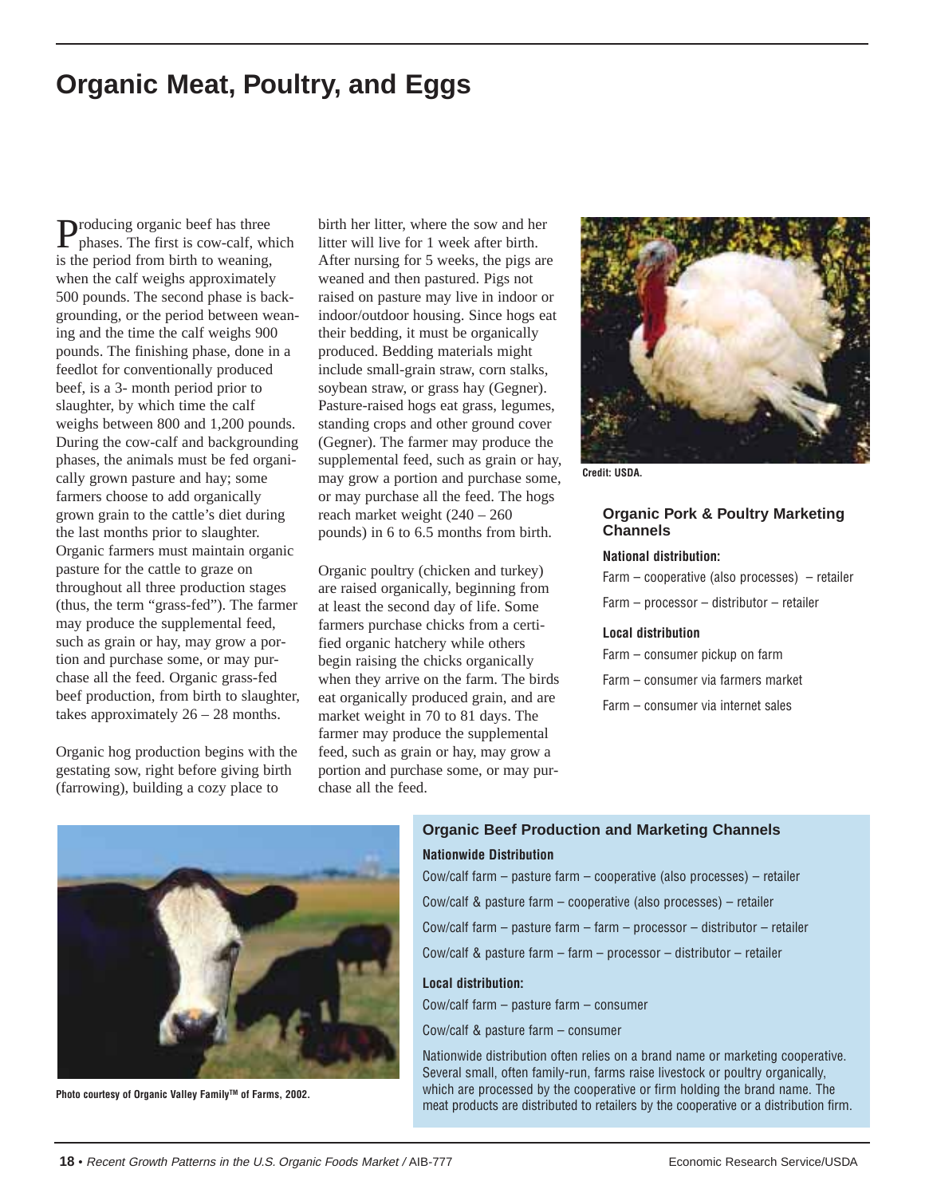# Organic Meat, Poultry, and Eggs

Producing organic beef has three phases. The first is cow-calf, which is the period from birth to weaning, when the calf weighs approximately 500 pounds. The second phase is backgrounding, or the period between weaning and the time the calf weighs 900 pounds. The finishing phase, done in a feedlot for conventionally produced beef, is a 3- month period prior to slaughter, by which time the calf weighs between 800 and 1,200 pounds. During the cow-calf and backgrounding phases, the animals must be fed organically grown pasture and hay; some farmers choose to add organically grown grain to the cattle's diet during the last months prior to slaughter. Organic farmers must maintain organic pasture for the cattle to graze on throughout all three production stages (thus, the term "grass-fed"). The farmer may produce the supplemental feed, such as grain or hay, may grow a portion and purchase some, or may purchase all the feed. Organic grass-fed beef production, from birth to slaughter, takes approximately 26 – 28 months.

Organic hog production begins with the gestating sow, right before giving birth (farrowing), building a cozy place to birth her litter, where the sow and her litter will live for 1 week after birth. After nursing for 5 weeks, the pigs are weaned and then pastured. Pigs not raised on pasture may live in indoor or indoor/outdoor housing. Since hogs eat their bedding, it must be organically produced. Bedding materials might include small-grain straw, corn stalks, soybean straw, or grass hay (Gegner). Pasture-raised hogs eat grass, legumes, standing crops and other ground cover (Gegner). The farmer may produce the supplemental feed, such as grain or hay, may grow a portion and purchase some, or may purchase all the feed. The hogs reach market weight (240 – 260 pounds) in 6 to 6.5 months from birth.

Organic poultry (chicken and turkey) are raised organically, beginning from at least the second day of life. Some farmers purchase chicks from a certified organic hatchery while others begin raising the chicks organically when they arrive on the farm. The birds eat organically produced grain, and are market weight in 70 to 81 days. The farmer may produce the supplemental feed, such as grain or hay, may grow a portion and purchase some, or may purchase all the feed.

Credit: USDA.

### Organic Pork & Poultry Marketing Channels

**National distribution:**

Farm – cooperative (also processes) – retailer

Farm – processor – distributor – retailer

**Local distribution**

Farm – consumer pickup on farm

Farm – consumer via farmers market

Farm – consumer via internet sales

Photo courtesy of Organic Valley Family™ of Farms, 2002.

### Organic Beef Production and Marketing Channels

**Nationwide Distribution**

Cow/calf farm – pasture farm – cooperative (also processes) – retailer

Cow/calf & pasture farm – cooperative (also processes) – retailer

Cow/calf farm – pasture farm – farm – processor – distributor – retailer

Cow/calf & pasture farm – farm – processor – distributor – retailer

**Local distribution:**

Cow/calf farm – pasture farm – consumer

Cow/calf & pasture farm – consumer

Nationwide distribution often relies on a brand name or marketing cooperative. Several small, often family-run, farms raise livestock or poultry organically, which are processed by the cooperative or firm holding the brand name. The meat products are distributed to retailers by the cooperative or a distribution firm.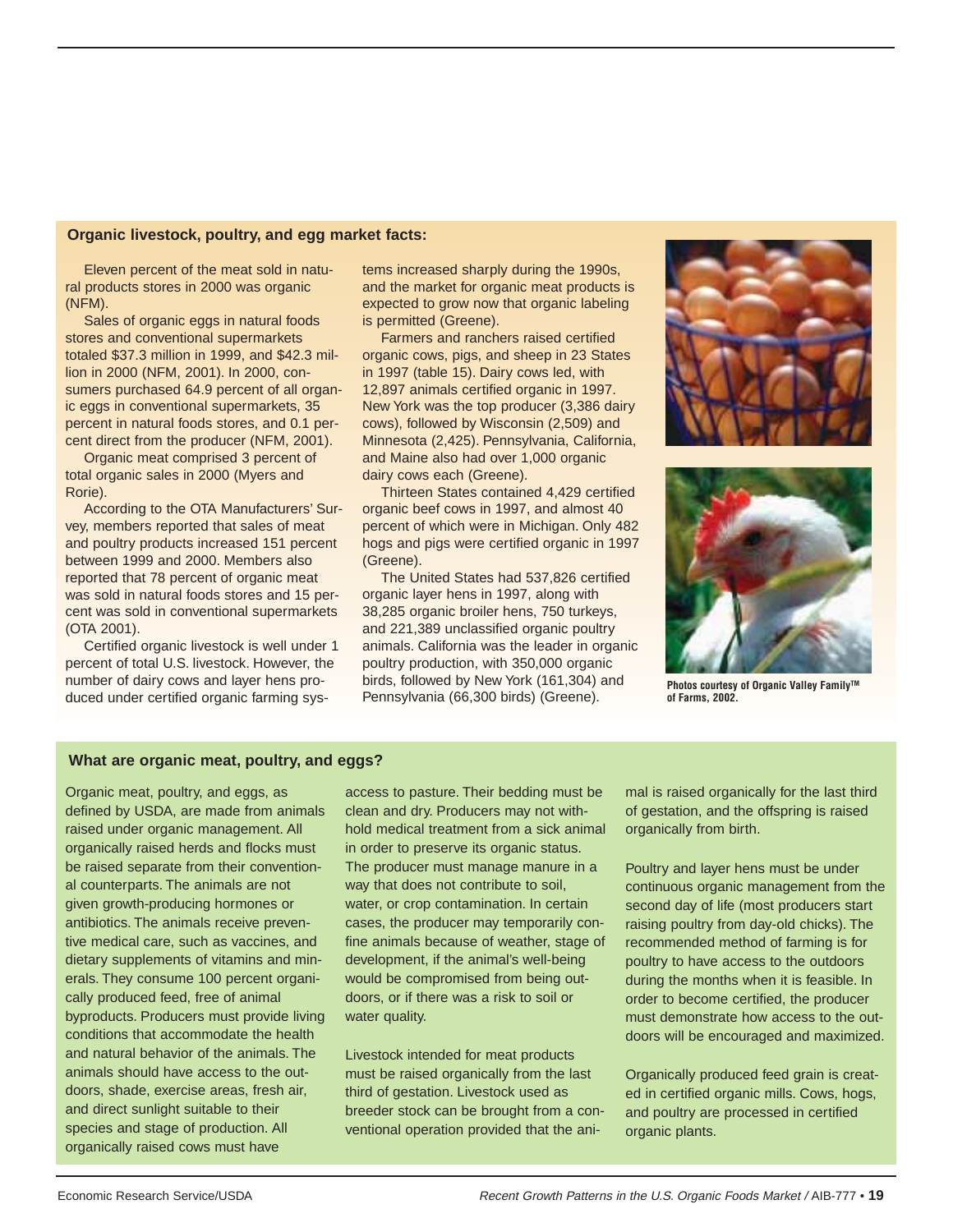### Organic livestock, poultry, and egg market facts:

Eleven percent of the meat sold in natural products stores in 2000 was organic (NFM).

Sales of organic eggs in natural foods stores and conventional supermarkets totaled $37.3 million in 1999, and $42.3 million in 2000 (NFM, 2001). In 2000, consumers purchased 64.9 percent of all organic eggs in conventional supermarkets, 35 percent in natural foods stores, and 0.1 percent direct from the producer (NFM, 2001).

Organic meat comprised 3 percent of total organic sales in 2000 (Myers and Rorie).

According to the OTA Manufacturers' Survey, members reported that sales of meat and poultry products increased 151 percent between 1999 and 2000. Members also reported that 78 percent of organic meat was sold in natural foods stores and 15 percent was sold in conventional supermarkets (OTA 2001).

Certified organic livestock is well under 1 percent of total U.S. livestock. However, the number of dairy cows and layer hens produced under certified organic farming systems increased sharply during the 1990s, and the market for organic meat products is expected to grow now that organic labeling is permitted (Greene).

Farmers and ranchers raised certified organic cows, pigs, and sheep in 23 States in 1997 (table 15). Dairy cows led, with 12,897 animals certified organic in 1997. New York was the top producer (3,386 dairy cows), followed by Wisconsin (2,509) and Minnesota (2,425). Pennsylvania, California, and Maine also had over 1,000 organic dairy cows each (Greene).

Thirteen States contained 4,429 certified organic beef cows in 1997, and almost 40 percent of which were in Michigan. Only 482 hogs and pigs were certified organic in 1997 (Greene).

The United States had 537,826 certified organic layer hens in 1997, along with 38,285 organic broiler hens, 750 turkeys, and 221,389 unclassified organic poultry animals. California was the leader in organic poultry production, with 350,000 organic birds, followed by New York (161,304) and Pennsylvania (66,300 birds) (Greene).

Photos courtesy of Organic Valley Family™ of Farms, 2002.

### What are organic meat, poultry, and eggs?

Organic meat, poultry, and eggs, as defined by USDA, are made from animals raised under organic management. All organically raised herds and flocks must be raised separate from their conventional counterparts. The animals are not given growth-producing hormones or antibiotics. The animals receive preventive medical care, such as vaccines, and dietary supplements of vitamins and minerals. They consume 100 percent organically produced feed, free of animal byproducts. Producers must provide living conditions that accommodate the health and natural behavior of the animals. The animals should have access to the outdoors, shade, exercise areas, fresh air, and direct sunlight suitable to their species and stage of production. All organically raised cows must have access to pasture. Their bedding must be clean and dry. Producers may not withhold medical treatment from a sick animal in order to preserve its organic status. The producer must manage manure in a way that does not contribute to soil, water, or crop contamination. In certain cases, the producer may temporarily confine animals because of weather, stage of development, if the animal's well-being would be compromised from being outdoors, or if there was a risk to soil or water quality.

Livestock intended for meat products must be raised organically from the last third of gestation. Livestock used as breeder stock can be brought from a conventional operation provided that the animal is raised organically for the last third of gestation, and the offspring is raised organically from birth.

Poultry and layer hens must be under continuous organic management from the second day of life (most producers start raising poultry from day-old chicks). The recommended method of farming is for poultry to have access to the outdoors during the months when it is feasible. In order to become certified, the producer must demonstrate how access to the outdoors will be encouraged and maximized.

Organically produced feed grain is created in certified organic mills. Cows, hogs, and poultry are processed in certified organic plants.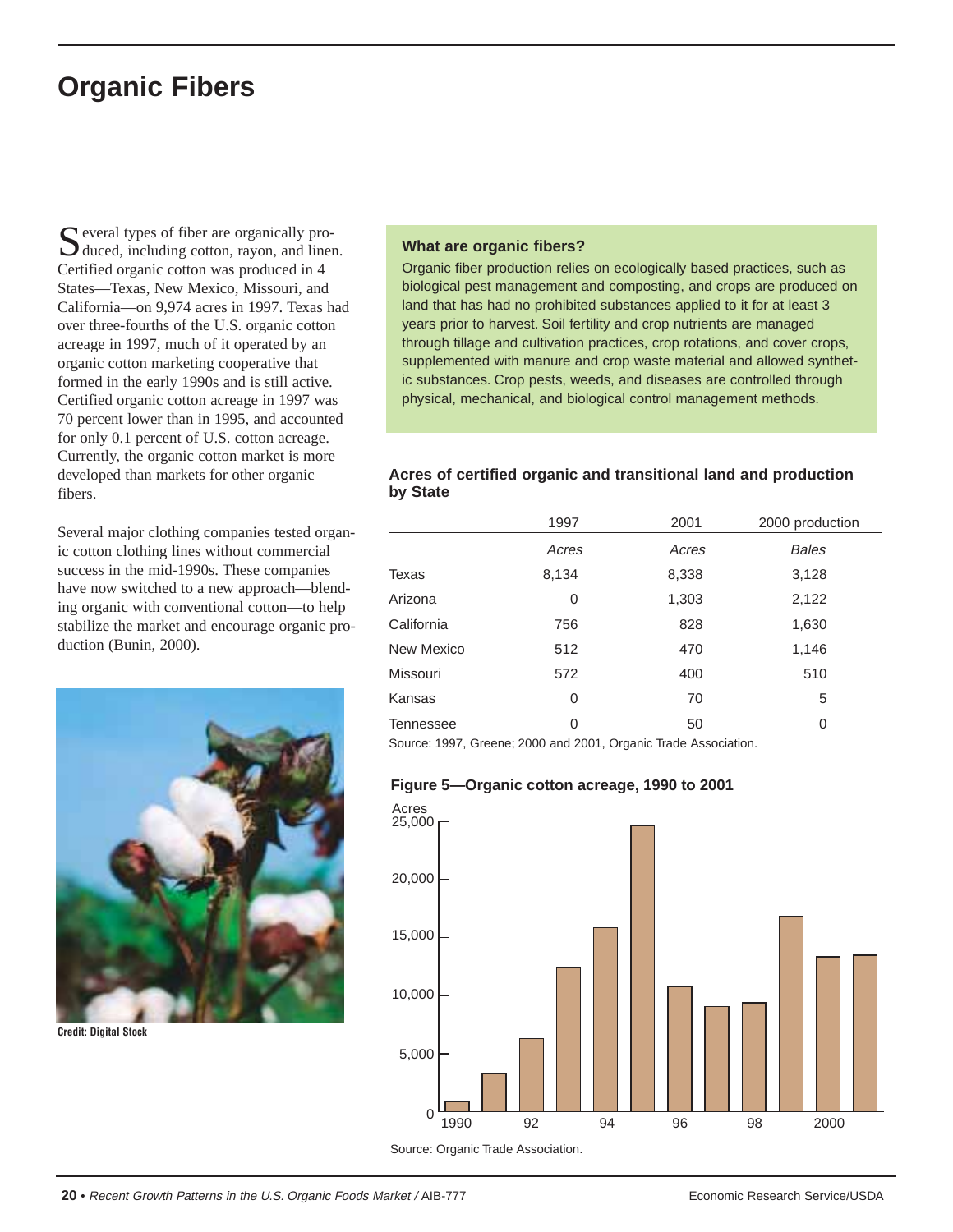# Organic Fibers

Several types of fiber are organically produced, including cotton, rayon, and linen. Certified organic cotton was produced in 4 States—Texas, New Mexico, Missouri, and California—on 9,974 acres in 1997. Texas had over three-fourths of the U.S. organic cotton acreage in 1997, much of it operated by an organic cotton marketing cooperative that formed in the early 1990s and is still active. Certified organic cotton acreage in 1997 was 70 percent lower than in 1995, and accounted for only 0.1 percent of U.S. cotton acreage. Currently, the organic cotton market is more developed than markets for other organic fibers.

Several major clothing companies tested organic cotton clothing lines without commercial success in the mid-1990s. These companies have now switched to a new approach—blending organic with conventional cotton—to help stabilize the market and encourage organic production (Bunin, 2000).

Credit: Digital Stock

**What are organic fibers?**

Organic fiber production relies on ecologically based practices, such as biological pest management and composting, and crops are produced on land that has had no prohibited substances applied to it for at least 3 years prior to harvest. Soil fertility and crop nutrients are managed through tillage and cultivation practices, crop rotations, and cover crops, supplemented with manure and crop waste material and allowed synthetic substances. Crop pests, weeds, and diseases are controlled through physical, mechanical, and biological control management methods.

**Acres of certified organic and transitional land and production by State**

| | 1997 | 2001 | 2000 production |
|---|---|---|---|
| | *Acres* | *Acres* | *Bales* |
| Texas | 8,134 | 8,338 | 3,128 |
| Arizona | 0 | 1,303 | 2,122 |
| California | 756 | 828 | 1,630 |
| New Mexico | 512 | 470 | 1,146 |
| Missouri | 572 | 400 | 510 |
| Kansas | 0 | 70 | 5 |
| Tennessee | 0 | 50 | 0 |

Source: 1997, Greene; 2000 and 2001, Organic Trade Association.

**Figure 5—Organic cotton acreage, 1990 to 2001**

Source: Organic Trade Association.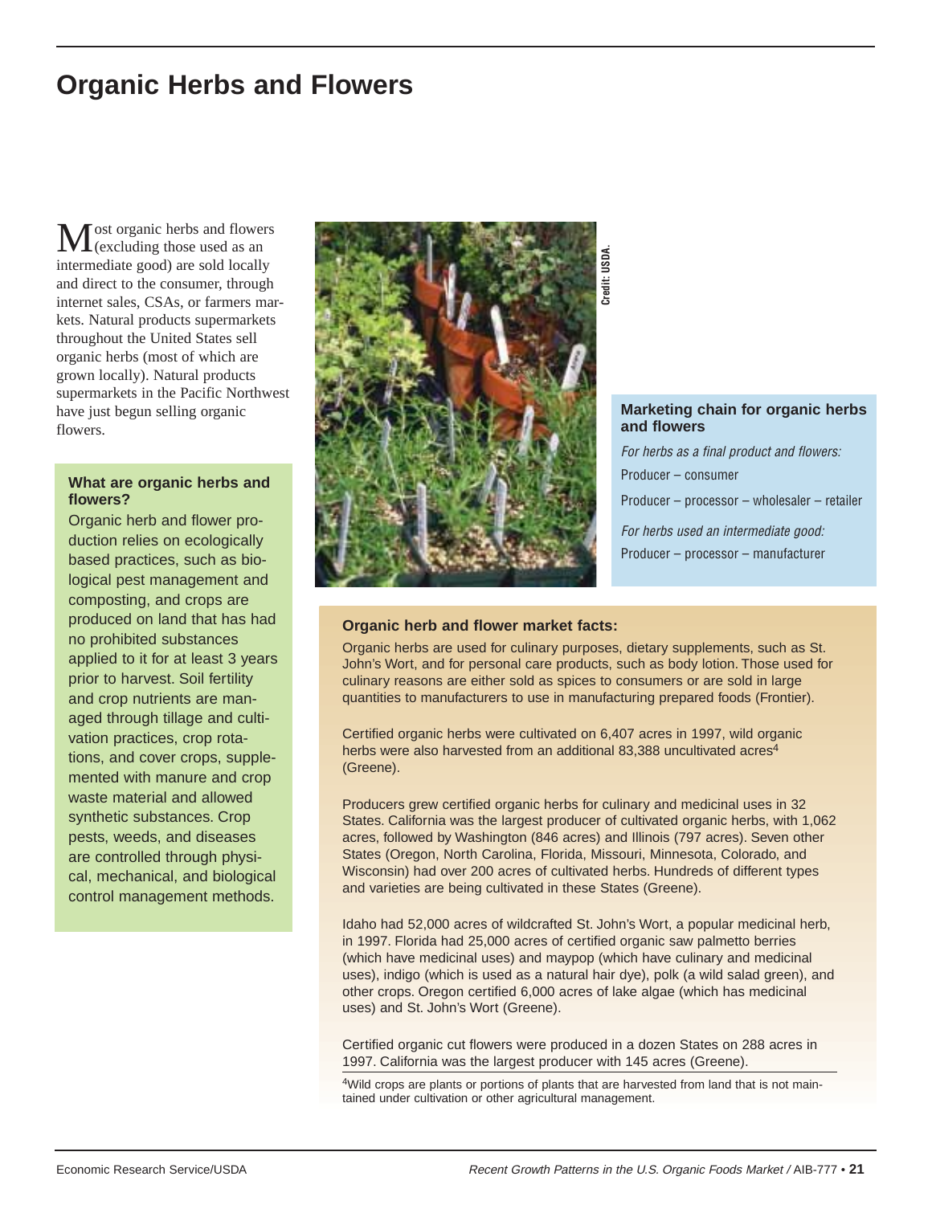# Organic Herbs and Flowers

Most organic herbs and flowers (excluding those used as an intermediate good) are sold locally and direct to the consumer, through internet sales, CSAs, or farmers markets. Natural products supermarkets throughout the United States sell organic herbs (most of which are grown locally). Natural products supermarkets in the Pacific Northwest have just begun selling organic flowers.

**What are organic herbs and flowers?**

Organic herb and flower production relies on ecologically based practices, such as biological pest management and composting, and crops are produced on land that has had no prohibited substances applied to it for at least 3 years prior to harvest. Soil fertility and crop nutrients are managed through tillage and cultivation practices, crop rotations, and cover crops, supplemented with manure and crop waste material and allowed synthetic substances. Crop pests, weeds, and diseases are controlled through physical, mechanical, and biological control management methods.

Credit: USDA.

**Marketing chain for organic herbs and flowers**

*For herbs as a final product and flowers:*

Producer – consumer

Producer – processor – wholesaler – retailer

*For herbs used an intermediate good:*

Producer – processor – manufacturer

**Organic herb and flower market facts:**

Organic herbs are used for culinary purposes, dietary supplements, such as St. John's Wort, and for personal care products, such as body lotion. Those used for culinary reasons are either sold as spices to consumers or are sold in large quantities to manufacturers to use in manufacturing prepared foods (Frontier).

Certified organic herbs were cultivated on 6,407 acres in 1997, wild organic herbs were also harvested from an additional 83,388 uncultivated acres[4] (Greene).

Producers grew certified organic herbs for culinary and medicinal uses in 32 States. California was the largest producer of cultivated organic herbs, with 1,062 acres, followed by Washington (846 acres) and Illinois (797 acres). Seven other States (Oregon, North Carolina, Florida, Missouri, Minnesota, Colorado, and Wisconsin) had over 200 acres of cultivated herbs. Hundreds of different types and varieties are being cultivated in these States (Greene).

Idaho had 52,000 acres of wildcrafted St. John's Wort, a popular medicinal herb, in 1997. Florida had 25,000 acres of certified organic saw palmetto berries (which have medicinal uses) and maypop (which have culinary and medicinal uses), indigo (which is used as a natural hair dye), polk (a wild salad green), and other crops. Oregon certified 6,000 acres of lake algae (which has medicinal uses) and St. John's Wort (Greene).

Certified organic cut flowers were produced in a dozen States on 288 acres in 1997. California was the largest producer with 145 acres (Greene).

[4]Wild crops are plants or portions of plants that are harvested from land that is not maintained under cultivation or other agricultural management.